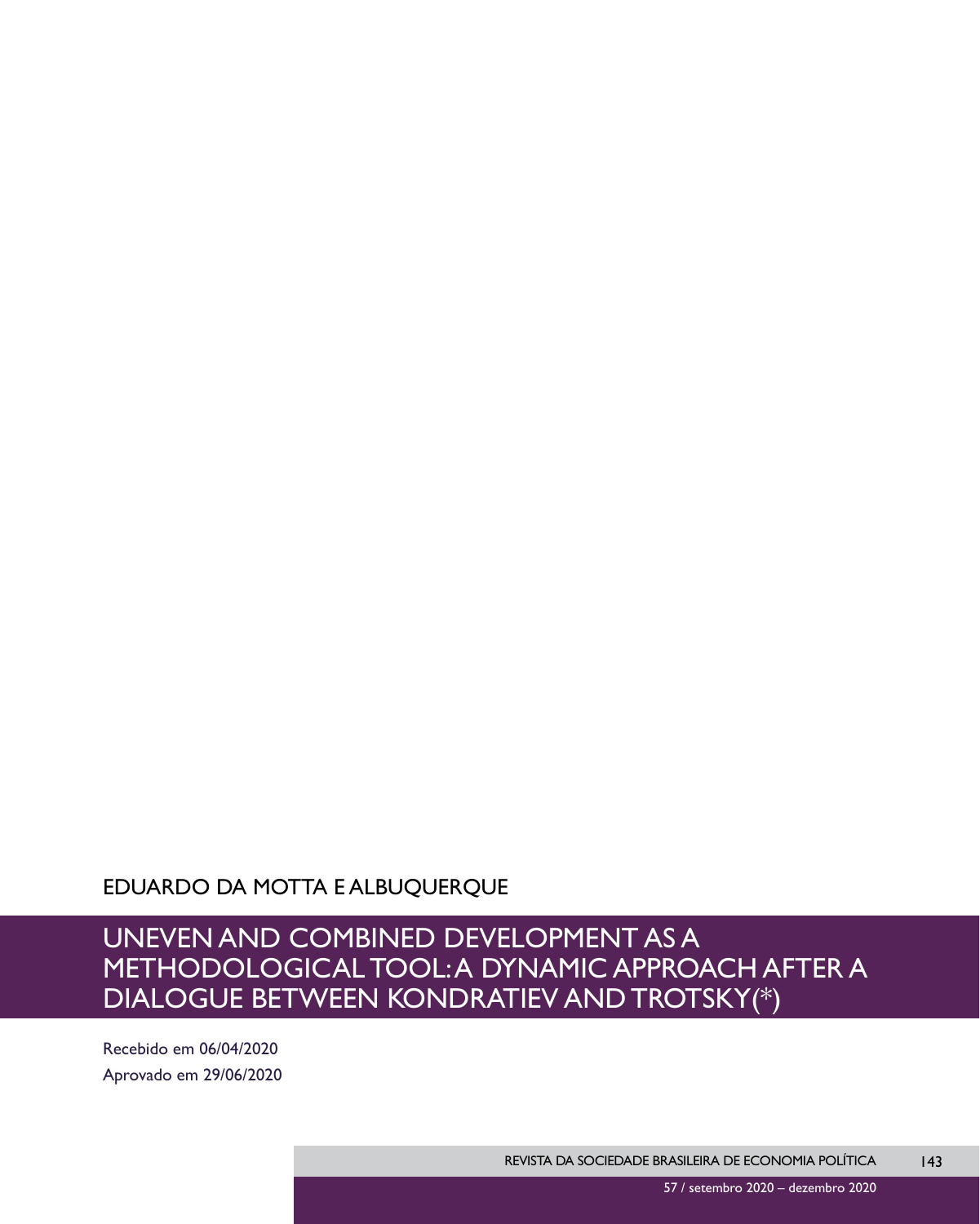EDUARDO DA MOTTA E ALBUQUERQUE

# UNEVEN AND COMBINED DEVELOPMENT AS A METHODOLOGICAL TOOL: A DYNAMIC APPROACH AFTER A DIALOGUE BETWEEN KONDRATIEV AND TROTSKY(*)

Recebido em 06/04/2020
Aprovado em 29/06/2020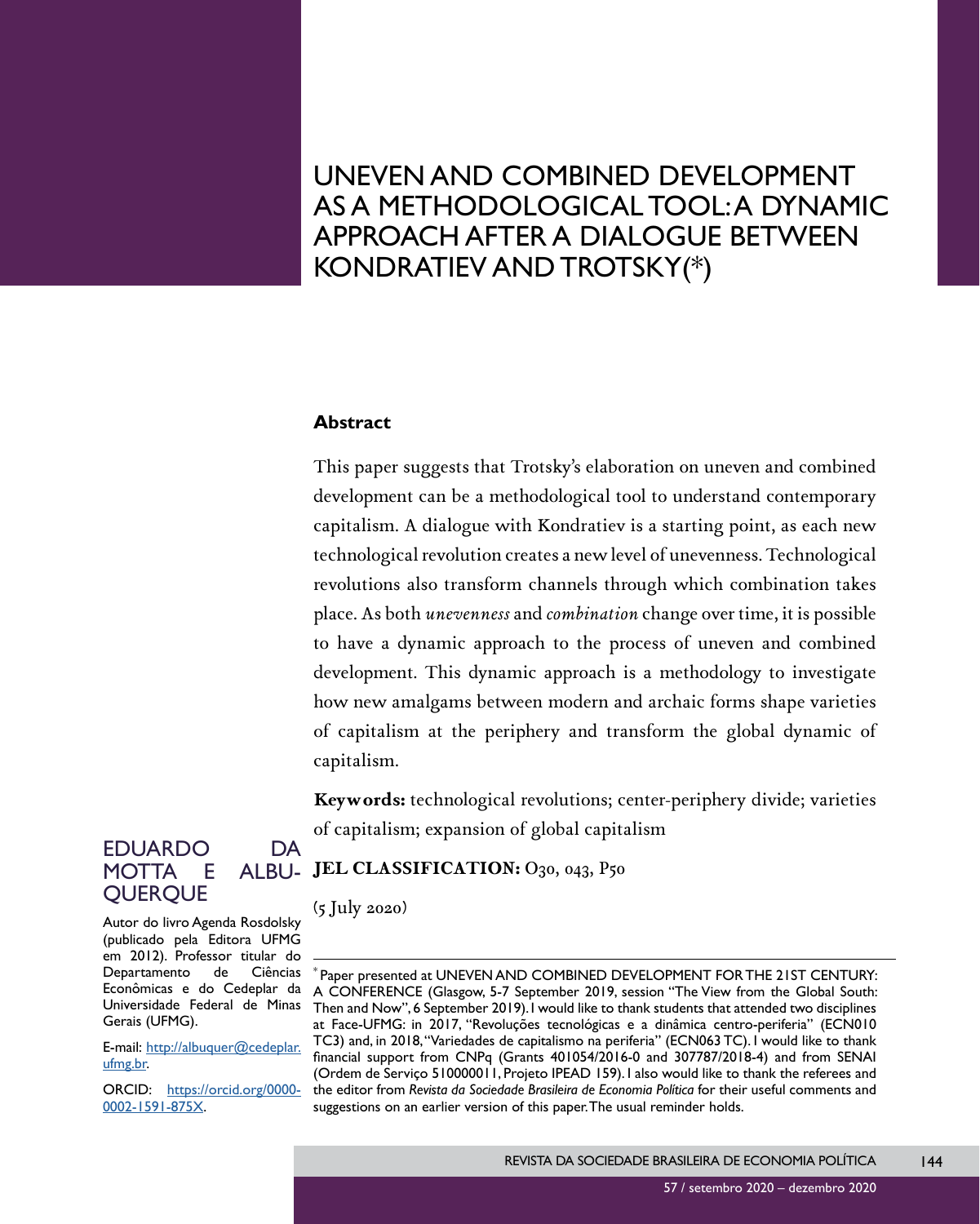# UNEVEN AND COMBINED DEVELOPMENT AS A METHODOLOGICAL TOOL: A DYNAMIC APPROACH AFTER A DIALOGUE BETWEEN KONDRATIEV AND TROTSKY(*)

**EDUARDO DA MOTTA E ALBUQUERQUE**

Autor do livro Agenda Rosdolsky (publicado pela Editora UFMG em 2012). Professor titular do Departamento de Ciências Econômicas e do Cedeplar da Universidade Federal de Minas Gerais (UFMG).

E-mail: http://albuquer@cedeplar.ufmg.br.

ORCID: https://orcid.org/0000-0002-1591-875X.

## Abstract

This paper suggests that Trotsky's elaboration on uneven and combined development can be a methodological tool to understand contemporary capitalism. A dialogue with Kondratiev is a starting point, as each new technological revolution creates a new level of unevenness. Technological revolutions also transform channels through which combination takes place. As both *unevenness* and *combination* change over time, it is possible to have a dynamic approach to the process of uneven and combined development. This dynamic approach is a methodology to investigate how new amalgams between modern and archaic forms shape varieties of capitalism at the periphery and transform the global dynamic of capitalism.

**Keywords:** technological revolutions; center-periphery divide; varieties of capitalism; expansion of global capitalism

**JEL CLASSIFICATION:** O30, O43, P50

(5 July 2020)

---

\* Paper presented at UNEVEN AND COMBINED DEVELOPMENT FOR THE 21ST CENTURY: A CONFERENCE (Glasgow, 5-7 September 2019, session "The View from the Global South: Then and Now", 6 September 2019). I would like to thank students that attended two disciplines at Face-UFMG: in 2017, "Revoluções tecnológicas e a dinâmica centro-periferia" (ECN010 TC3) and, in 2018, "Variedades de capitalismo na periferia" (ECN063 TC). I would like to thank financial support from CNPq (Grants 401054/2016-0 and 307787/2018-4) and from SENAI (Ordem de Serviço 510000011, Projeto IPEAD 159). I also would like to thank the referees and the editor from *Revista da Sociedade Brasileira de Economia Política* for their useful comments and suggestions on an earlier version of this paper. The usual reminder holds.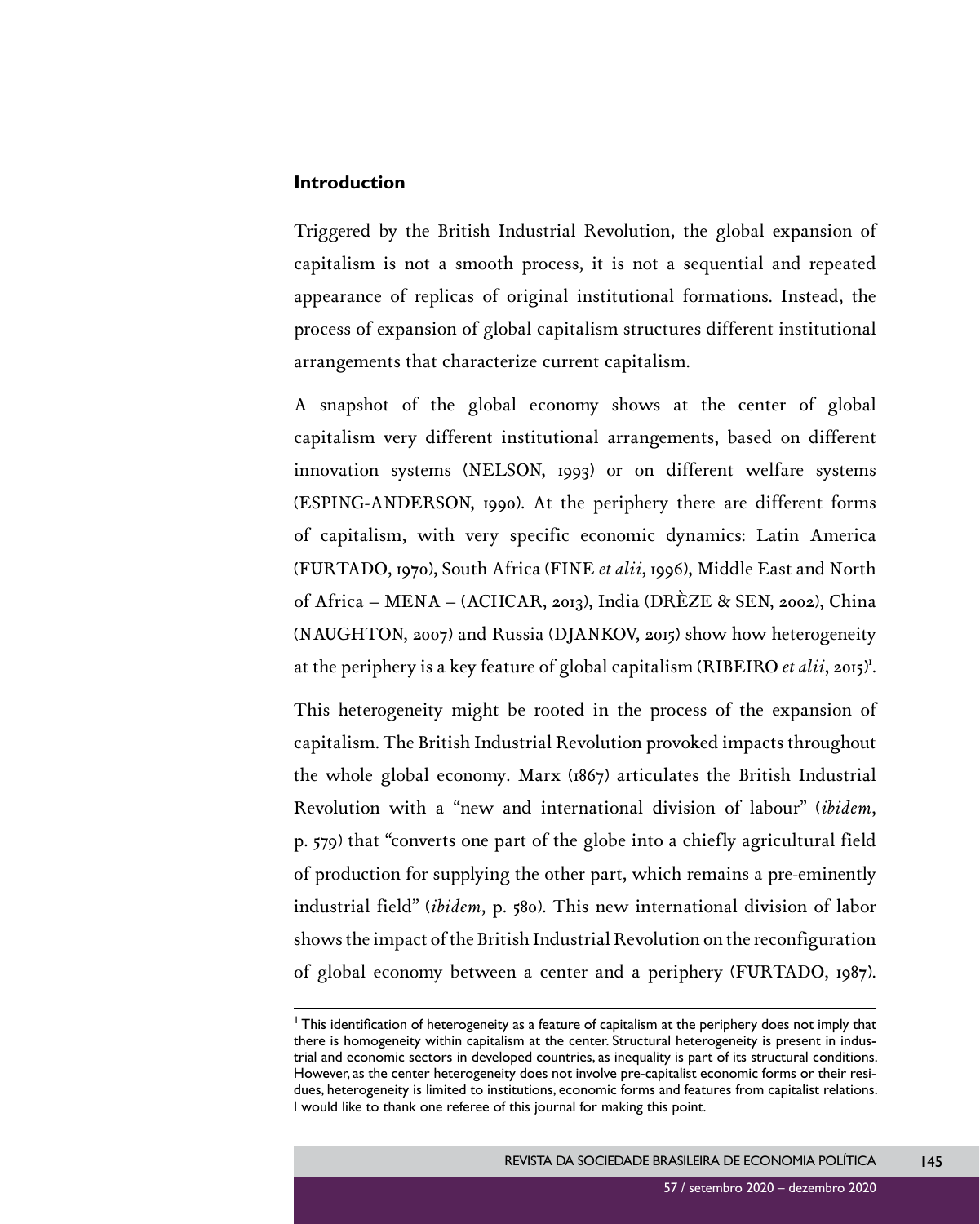## Introduction

Triggered by the British Industrial Revolution, the global expansion of capitalism is not a smooth process, it is not a sequential and repeated appearance of replicas of original institutional formations. Instead, the process of expansion of global capitalism structures different institutional arrangements that characterize current capitalism.

A snapshot of the global economy shows at the center of global capitalism very different institutional arrangements, based on different innovation systems (NELSON, 1993) or on different welfare systems (ESPING-ANDERSON, 1990). At the periphery there are different forms of capitalism, with very specific economic dynamics: Latin America (FURTADO, 1970), South Africa (FINE *et alii*, 1996), Middle East and North of Africa – MENA – (ACHCAR, 2013), India (DRÈZE & SEN, 2002), China (NAUGHTON, 2007) and Russia (DJANKOV, 2015) show how heterogeneity at the periphery is a key feature of global capitalism (RIBEIRO *et alii*, 2015)[1].

This heterogeneity might be rooted in the process of the expansion of capitalism. The British Industrial Revolution provoked impacts throughout the whole global economy. Marx (1867) articulates the British Industrial Revolution with a "new and international division of labour" (*ibidem*, p. 579) that "converts one part of the globe into a chiefly agricultural field of production for supplying the other part, which remains a pre-eminently industrial field" (*ibidem*, p. 580). This new international division of labor shows the impact of the British Industrial Revolution on the reconfiguration of global economy between a center and a periphery (FURTADO, 1987).

---

[1] This identification of heterogeneity as a feature of capitalism at the periphery does not imply that there is homogeneity within capitalism at the center. Structural heterogeneity is present in industrial and economic sectors in developed countries, as inequality is part of its structural conditions. However, as the center heterogeneity does not involve pre-capitalist economic forms or their residues, heterogeneity is limited to institutions, economic forms and features from capitalist relations. I would like to thank one referee of this journal for making this point.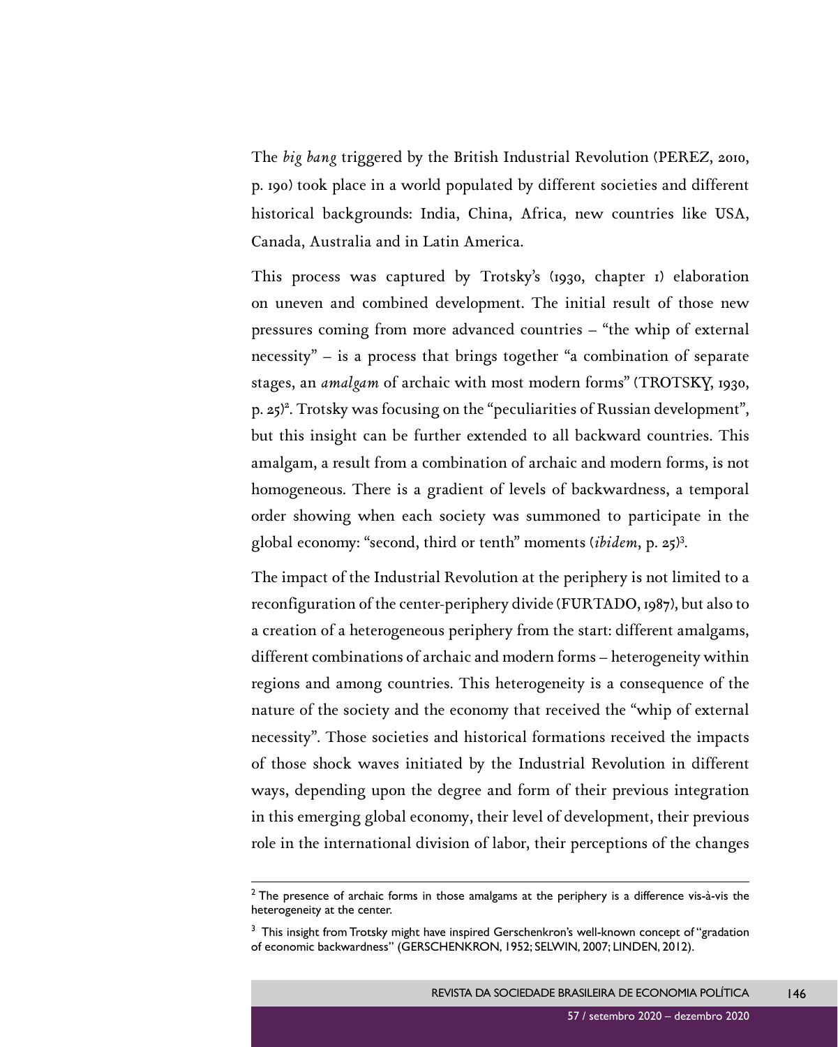The *big bang* triggered by the British Industrial Revolution (PEREZ, 2010, p. 190) took place in a world populated by different societies and different historical backgrounds: India, China, Africa, new countries like USA, Canada, Australia and in Latin America.

This process was captured by Trotsky's (1930, chapter 1) elaboration on uneven and combined development. The initial result of those new pressures coming from more advanced countries – "the whip of external necessity" – is a process that brings together "a combination of separate stages, an *amalgam* of archaic with most modern forms" (TROTSKY, 1930, p. 25)[2]. Trotsky was focusing on the "peculiarities of Russian development", but this insight can be further extended to all backward countries. This amalgam, a result from a combination of archaic and modern forms, is not homogeneous. There is a gradient of levels of backwardness, a temporal order showing when each society was summoned to participate in the global economy: "second, third or tenth" moments (*ibidem*, p. 25)[3].

The impact of the Industrial Revolution at the periphery is not limited to a reconfiguration of the center-periphery divide (FURTADO, 1987), but also to a creation of a heterogeneous periphery from the start: different amalgams, different combinations of archaic and modern forms – heterogeneity within regions and among countries. This heterogeneity is a consequence of the nature of the society and the economy that received the "whip of external necessity". Those societies and historical formations received the impacts of those shock waves initiated by the Industrial Revolution in different ways, depending upon the degree and form of their previous integration in this emerging global economy, their level of development, their previous role in the international division of labor, their perceptions of the changes

---

[2] The presence of archaic forms in those amalgams at the periphery is a difference vis-à-vis the heterogeneity at the center.

[3] This insight from Trotsky might have inspired Gerschenkron's well-known concept of "gradation of economic backwardness" (GERSCHENKRON, 1952; SELWIN, 2007; LINDEN, 2012).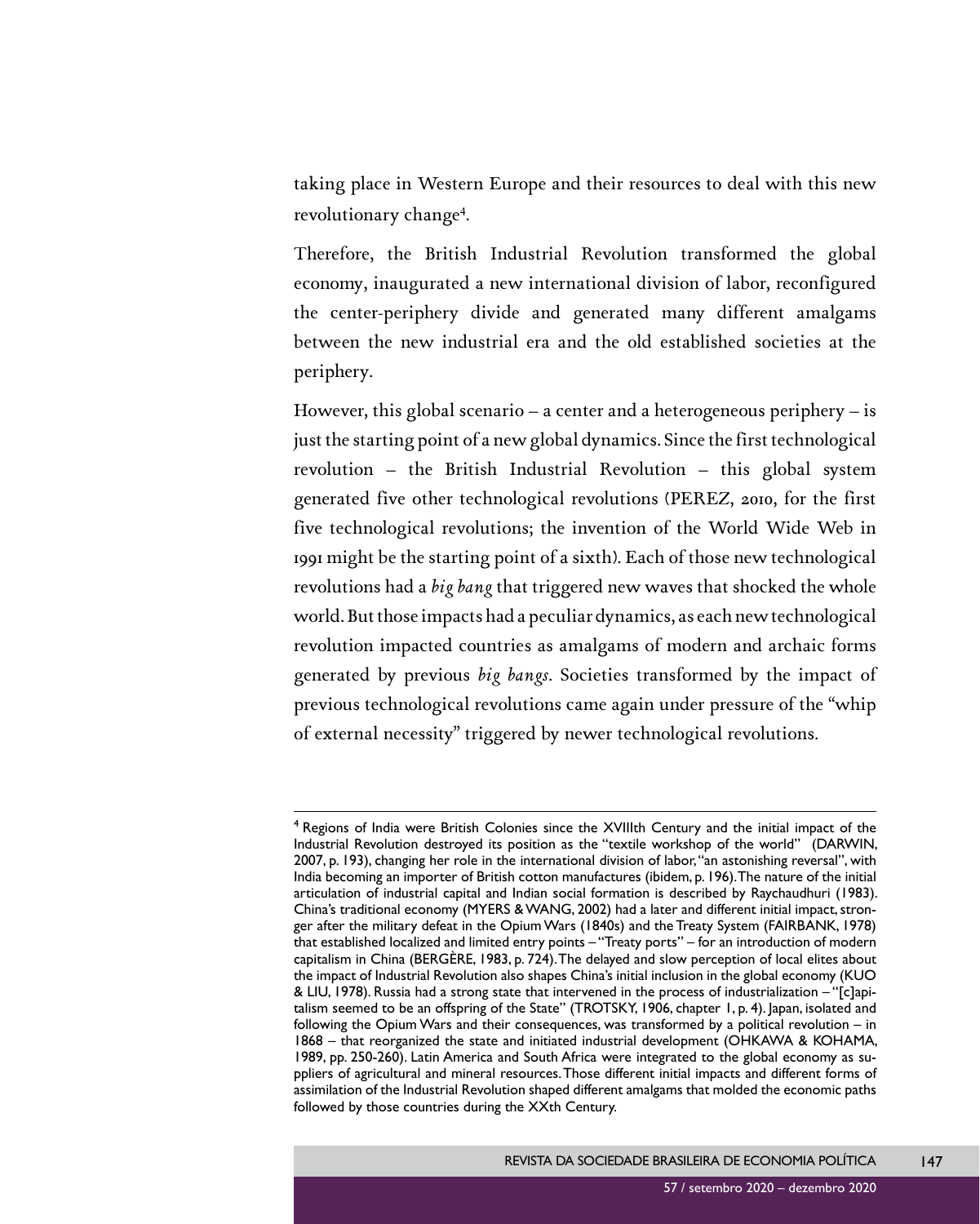taking place in Western Europe and their resources to deal with this new revolutionary change[4].

Therefore, the British Industrial Revolution transformed the global economy, inaugurated a new international division of labor, reconfigured the center-periphery divide and generated many different amalgams between the new industrial era and the old established societies at the periphery.

However, this global scenario – a center and a heterogeneous periphery – is just the starting point of a new global dynamics. Since the first technological revolution – the British Industrial Revolution – this global system generated five other technological revolutions (PEREZ, 2010, for the first five technological revolutions; the invention of the World Wide Web in 1991 might be the starting point of a sixth). Each of those new technological revolutions had a *big bang* that triggered new waves that shocked the whole world. But those impacts had a peculiar dynamics, as each new technological revolution impacted countries as amalgams of modern and archaic forms generated by previous *big bangs*. Societies transformed by the impact of previous technological revolutions came again under pressure of the "whip of external necessity" triggered by newer technological revolutions.

---

[4] Regions of India were British Colonies since the XVIIIth Century and the initial impact of the Industrial Revolution destroyed its position as the "textile workshop of the world" (DARWIN, 2007, p. 193), changing her role in the international division of labor, "an astonishing reversal", with India becoming an importer of British cotton manufactures (ibidem, p. 196). The nature of the initial articulation of industrial capital and Indian social formation is described by Raychaudhuri (1983). China's traditional economy (MYERS & WANG, 2002) had a later and different initial impact, stronger after the military defeat in the Opium Wars (1840s) and the Treaty System (FAIRBANK, 1978) that established localized and limited entry points – "Treaty ports" – for an introduction of modern capitalism in China (BERGÈRE, 1983, p. 724). The delayed and slow perception of local elites about the impact of Industrial Revolution also shapes China's initial inclusion in the global economy (KUO & LIU, 1978). Russia had a strong state that intervened in the process of industrialization – "[c]apitalism seemed to be an offspring of the State" (TROTSKY, 1906, chapter 1, p. 4). Japan, isolated and following the Opium Wars and their consequences, was transformed by a political revolution – in 1868 – that reorganized the state and initiated industrial development (OHKAWA & KOHAMA, 1989, pp. 250-260). Latin America and South Africa were integrated to the global economy as suppliers of agricultural and mineral resources. Those different initial impacts and different forms of assimilation of the Industrial Revolution shaped different amalgams that molded the economic paths followed by those countries during the XXth Century.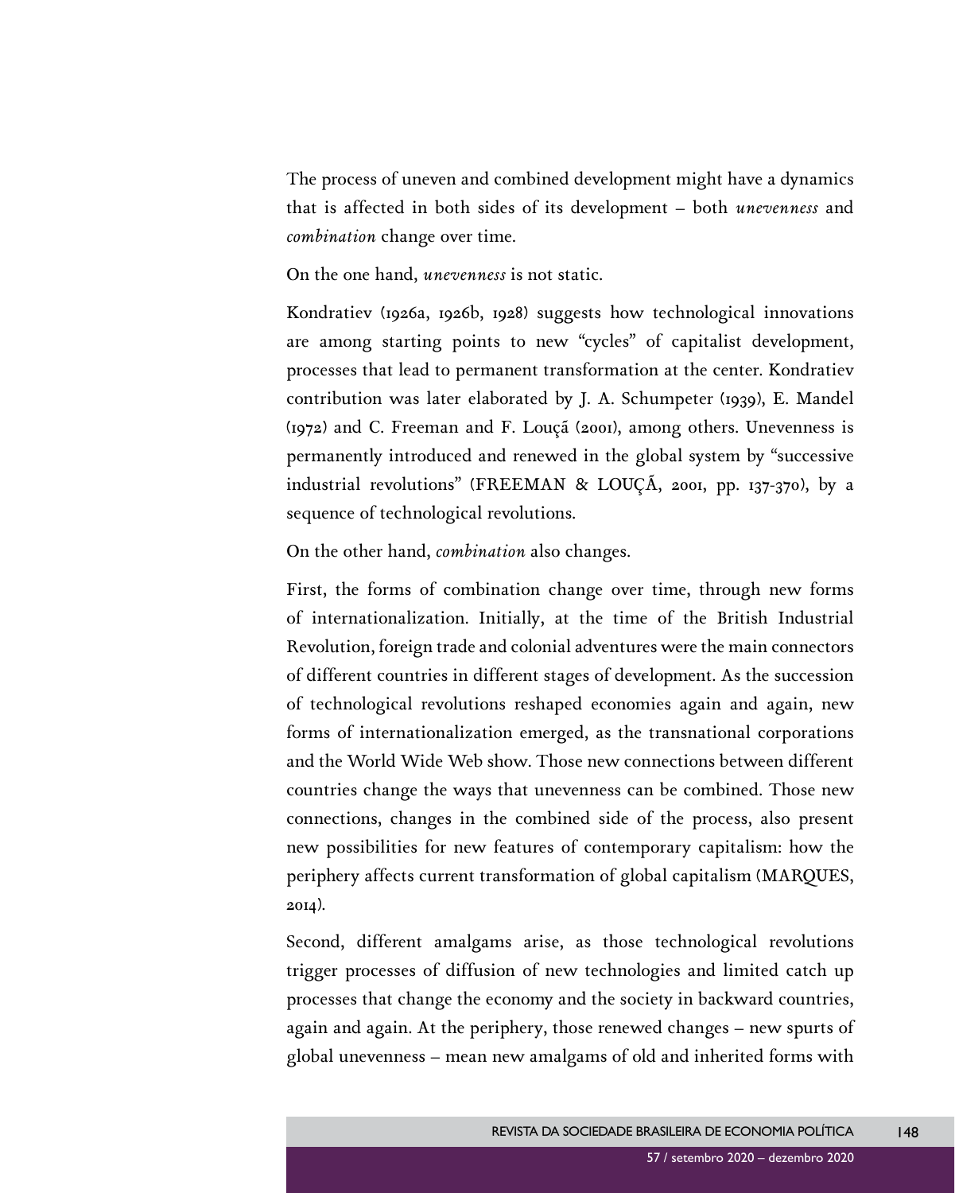The process of uneven and combined development might have a dynamics that is affected in both sides of its development – both *unevenness* and *combination* change over time.

On the one hand, *unevenness* is not static.

Kondratiev (1926a, 1926b, 1928) suggests how technological innovations are among starting points to new "cycles" of capitalist development, processes that lead to permanent transformation at the center. Kondratiev contribution was later elaborated by J. A. Schumpeter (1939), E. Mandel (1972) and C. Freeman and F. Louçã (2001), among others. Unevenness is permanently introduced and renewed in the global system by "successive industrial revolutions" (FREEMAN & LOUÇÃ, 2001, pp. 137-370), by a sequence of technological revolutions.

On the other hand, *combination* also changes.

First, the forms of combination change over time, through new forms of internationalization. Initially, at the time of the British Industrial Revolution, foreign trade and colonial adventures were the main connectors of different countries in different stages of development. As the succession of technological revolutions reshaped economies again and again, new forms of internationalization emerged, as the transnational corporations and the World Wide Web show. Those new connections between different countries change the ways that unevenness can be combined. Those new connections, changes in the combined side of the process, also present new possibilities for new features of contemporary capitalism: how the periphery affects current transformation of global capitalism (MARQUES, 2014).

Second, different amalgams arise, as those technological revolutions trigger processes of diffusion of new technologies and limited catch up processes that change the economy and the society in backward countries, again and again. At the periphery, those renewed changes – new spurts of global unevenness – mean new amalgams of old and inherited forms with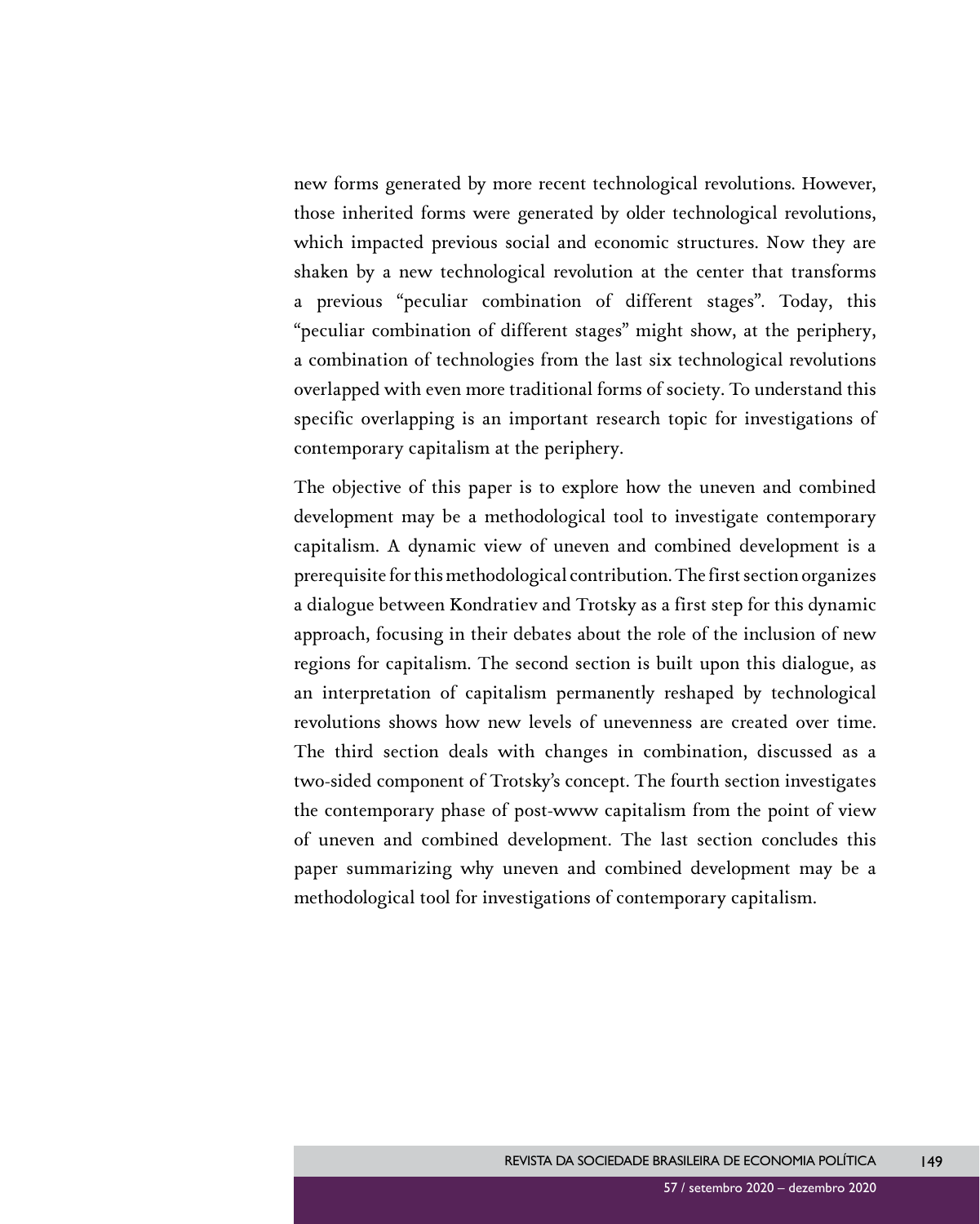new forms generated by more recent technological revolutions. However, those inherited forms were generated by older technological revolutions, which impacted previous social and economic structures. Now they are shaken by a new technological revolution at the center that transforms a previous "peculiar combination of different stages". Today, this "peculiar combination of different stages" might show, at the periphery, a combination of technologies from the last six technological revolutions overlapped with even more traditional forms of society. To understand this specific overlapping is an important research topic for investigations of contemporary capitalism at the periphery.

The objective of this paper is to explore how the uneven and combined development may be a methodological tool to investigate contemporary capitalism. A dynamic view of uneven and combined development is a prerequisite for this methodological contribution. The first section organizes a dialogue between Kondratiev and Trotsky as a first step for this dynamic approach, focusing in their debates about the role of the inclusion of new regions for capitalism. The second section is built upon this dialogue, as an interpretation of capitalism permanently reshaped by technological revolutions shows how new levels of unevenness are created over time. The third section deals with changes in combination, discussed as a two-sided component of Trotsky's concept. The fourth section investigates the contemporary phase of post-www capitalism from the point of view of uneven and combined development. The last section concludes this paper summarizing why uneven and combined development may be a methodological tool for investigations of contemporary capitalism.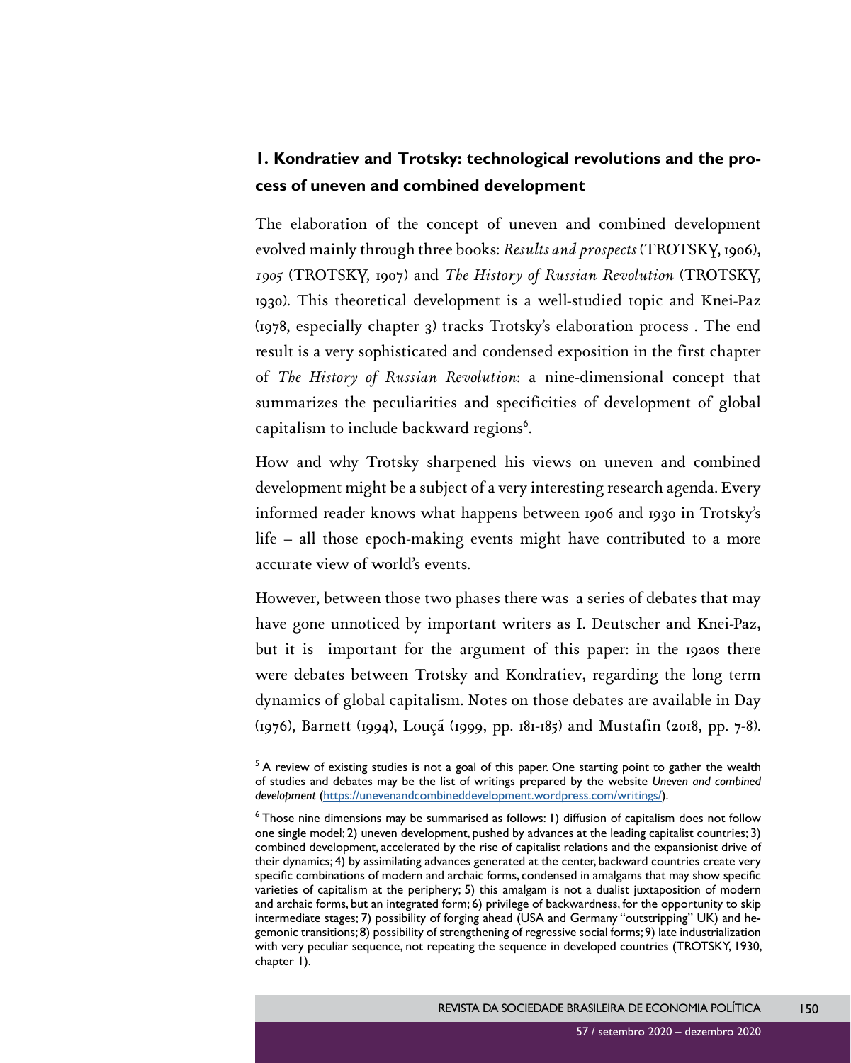## 1. Kondratiev and Trotsky: technological revolutions and the process of uneven and combined development

The elaboration of the concept of uneven and combined development evolved mainly through three books: *Results and prospects* (TROTSKY, 1906), *1905* (TROTSKY, 1907) and *The History of Russian Revolution* (TROTSKY, 1930). This theoretical development is a well-studied topic and Knei-Paz (1978, especially chapter 3) tracks Trotsky's elaboration process . The end result is a very sophisticated and condensed exposition in the first chapter of *The History of Russian Revolution*: a nine-dimensional concept that summarizes the peculiarities and specificities of development of global capitalism to include backward regions[6].

How and why Trotsky sharpened his views on uneven and combined development might be a subject of a very interesting research agenda. Every informed reader knows what happens between 1906 and 1930 in Trotsky's life – all those epoch-making events might have contributed to a more accurate view of world's events.

However, between those two phases there was a series of debates that may have gone unnoticed by important writers as I. Deutscher and Knei-Paz, but it is important for the argument of this paper: in the 1920s there were debates between Trotsky and Kondratiev, regarding the long term dynamics of global capitalism. Notes on those debates are available in Day (1976), Barnett (1994), Louçã (1999, pp. 181-185) and Mustafin (2018, pp. 7-8).

---

[5] A review of existing studies is not a goal of this paper. One starting point to gather the wealth of studies and debates may be the list of writings prepared by the website *Uneven and combined development* (https://unevenandcombineddevelopment.wordpress.com/writings/).

[6] Those nine dimensions may be summarised as follows: 1) diffusion of capitalism does not follow one single model; 2) uneven development, pushed by advances at the leading capitalist countries; 3) combined development, accelerated by the rise of capitalist relations and the expansionist drive of their dynamics; 4) by assimilating advances generated at the center, backward countries create very specific combinations of modern and archaic forms, condensed in amalgams that may show specific varieties of capitalism at the periphery; 5) this amalgam is not a dualist juxtaposition of modern and archaic forms, but an integrated form; 6) privilege of backwardness, for the opportunity to skip intermediate stages; 7) possibility of forging ahead (USA and Germany "outstripping" UK) and hegemonic transitions; 8) possibility of strengthening of regressive social forms; 9) late industrialization with very peculiar sequence, not repeating the sequence in developed countries (TROTSKY, 1930, chapter 1).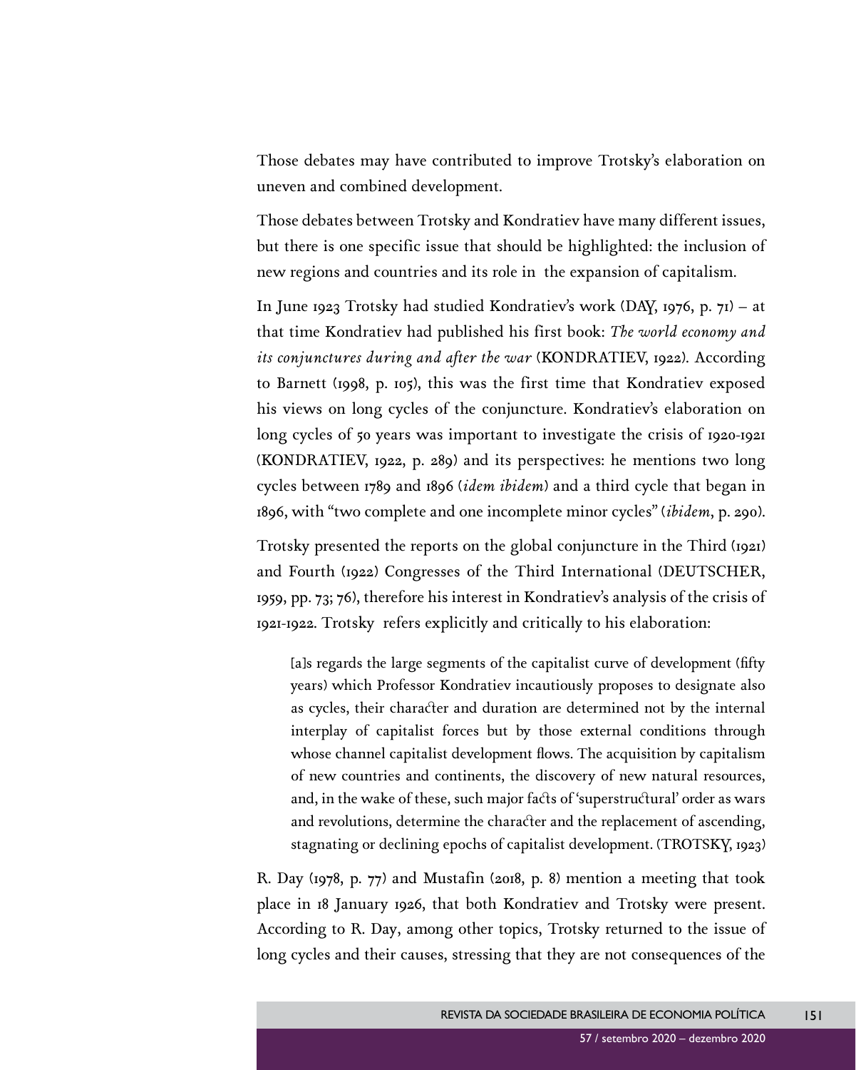Those debates may have contributed to improve Trotsky's elaboration on uneven and combined development.

Those debates between Trotsky and Kondratiev have many different issues, but there is one specific issue that should be highlighted: the inclusion of new regions and countries and its role in the expansion of capitalism.

In June 1923 Trotsky had studied Kondratiev's work (DAY, 1976, p. 71) – at that time Kondratiev had published his first book: *The world economy and its conjunctures during and after the war* (KONDRATIEV, 1922). According to Barnett (1998, p. 105), this was the first time that Kondratiev exposed his views on long cycles of the conjuncture. Kondratiev's elaboration on long cycles of 50 years was important to investigate the crisis of 1920-1921 (KONDRATIEV, 1922, p. 289) and its perspectives: he mentions two long cycles between 1789 and 1896 (*idem ibidem*) and a third cycle that began in 1896, with "two complete and one incomplete minor cycles" (*ibidem*, p. 290).

Trotsky presented the reports on the global conjuncture in the Third (1921) and Fourth (1922) Congresses of the Third International (DEUTSCHER, 1959, pp. 73; 76), therefore his interest in Kondratiev's analysis of the crisis of 1921-1922. Trotsky refers explicitly and critically to his elaboration:

> [a]s regards the large segments of the capitalist curve of development (fifty years) which Professor Kondratiev incautiously proposes to designate also as cycles, their character and duration are determined not by the internal interplay of capitalist forces but by those external conditions through whose channel capitalist development flows. The acquisition by capitalism of new countries and continents, the discovery of new natural resources, and, in the wake of these, such major facts of 'superstructural' order as wars and revolutions, determine the character and the replacement of ascending, stagnating or declining epochs of capitalist development. (TROTSKY, 1923)

R. Day (1978, p. 77) and Mustafin (2018, p. 8) mention a meeting that took place in 18 January 1926, that both Kondratiev and Trotsky were present. According to R. Day, among other topics, Trotsky returned to the issue of long cycles and their causes, stressing that they are not consequences of the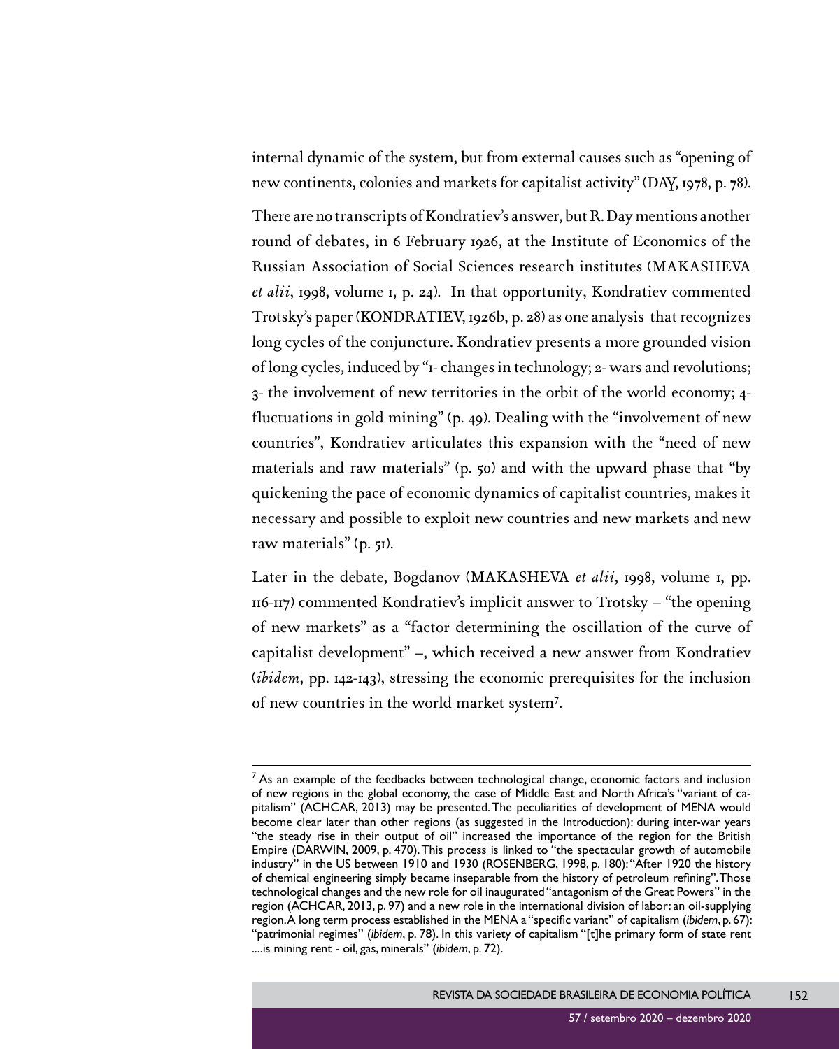internal dynamic of the system, but from external causes such as "opening of new continents, colonies and markets for capitalist activity" (DAY, 1978, p. 78).

There are no transcripts of Kondratiev's answer, but R. Day mentions another round of debates, in 6 February 1926, at the Institute of Economics of the Russian Association of Social Sciences research institutes (MAKASHEVA *et alii*, 1998, volume 1, p. 24). In that opportunity, Kondratiev commented Trotsky's paper (KONDRATIEV, 1926b, p. 28) as one analysis that recognizes long cycles of the conjuncture. Kondratiev presents a more grounded vision of long cycles, induced by "1- changes in technology; 2- wars and revolutions; 3- the involvement of new territories in the orbit of the world economy; 4- fluctuations in gold mining" (p. 49). Dealing with the "involvement of new countries", Kondratiev articulates this expansion with the "need of new materials and raw materials" (p. 50) and with the upward phase that "by quickening the pace of economic dynamics of capitalist countries, makes it necessary and possible to exploit new countries and new markets and new raw materials" (p. 51).

Later in the debate, Bogdanov (MAKASHEVA *et alii*, 1998, volume 1, pp. 116-117) commented Kondratiev's implicit answer to Trotsky – "the opening of new markets" as a "factor determining the oscillation of the curve of capitalist development" –, which received a new answer from Kondratiev (*ibidem*, pp. 142-143), stressing the economic prerequisites for the inclusion of new countries in the world market system[7].

---

[7] As an example of the feedbacks between technological change, economic factors and inclusion of new regions in the global economy, the case of Middle East and North Africa's "variant of capitalism" (ACHCAR, 2013) may be presented. The peculiarities of development of MENA would become clear later than other regions (as suggested in the Introduction): during inter-war years "the steady rise in their output of oil" increased the importance of the region for the British Empire (DARWIN, 2009, p. 470). This process is linked to "the spectacular growth of automobile industry" in the US between 1910 and 1930 (ROSENBERG, 1998, p. 180): "After 1920 the history of chemical engineering simply became inseparable from the history of petroleum refining". Those technological changes and the new role for oil inaugurated "antagonism of the Great Powers" in the region (ACHCAR, 2013, p. 97) and a new role in the international division of labor: an oil-supplying region. A long term process established in the MENA a "specific variant" of capitalism (*ibidem*, p. 67): "patrimonial regimes" (*ibidem*, p. 78). In this variety of capitalism "[t]he primary form of state rent ....is mining rent - oil, gas, minerals" (*ibidem*, p. 72).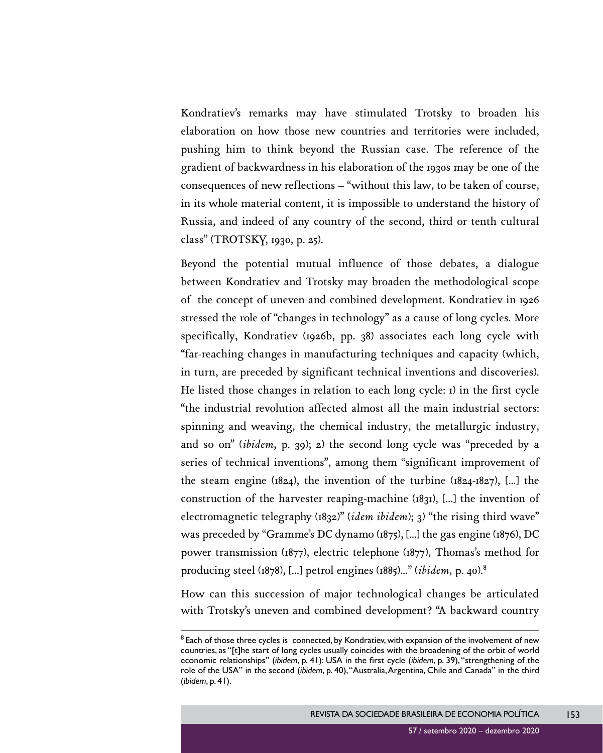Kondratiev's remarks may have stimulated Trotsky to broaden his elaboration on how those new countries and territories were included, pushing him to think beyond the Russian case. The reference of the gradient of backwardness in his elaboration of the 1930s may be one of the consequences of new reflections – "without this law, to be taken of course, in its whole material content, it is impossible to understand the history of Russia, and indeed of any country of the second, third or tenth cultural class" (TROTSKY, 1930, p. 25).

Beyond the potential mutual influence of those debates, a dialogue between Kondratiev and Trotsky may broaden the methodological scope of the concept of uneven and combined development. Kondratiev in 1926 stressed the role of "changes in technology" as a cause of long cycles. More specifically, Kondratiev (1926b, pp. 38) associates each long cycle with "far-reaching changes in manufacturing techniques and capacity (which, in turn, are preceded by significant technical inventions and discoveries). He listed those changes in relation to each long cycle: 1) in the first cycle "the industrial revolution affected almost all the main industrial sectors: spinning and weaving, the chemical industry, the metallurgic industry, and so on" (*ibidem*, p. 39); 2) the second long cycle was "preceded by a series of technical inventions", among them "significant improvement of the steam engine (1824), the invention of the turbine (1824-1827), [...] the construction of the harvester reaping-machine (1831), [...] the invention of electromagnetic telegraphy (1832)" (*idem ibidem*); 3) "the rising third wave" was preceded by "Gramme's DC dynamo (1875), [...] the gas engine (1876), DC power transmission (1877), electric telephone (1877), Thomas's method for producing steel (1878), [...] petrol engines (1885)..." (*ibidem*, p. 40).[8]

How can this succession of major technological changes be articulated with Trotsky's uneven and combined development? "A backward country

---

[8] Each of those three cycles is connected, by Kondratiev, with expansion of the involvement of new countries, as "[t]he start of long cycles usually coincides with the broadening of the orbit of world economic relationships" (*ibidem*, p. 41): USA in the first cycle (*ibidem*, p. 39), "strengthening of the role of the USA" in the second (*ibidem*, p. 40), "Australia, Argentina, Chile and Canada" in the third (*ibidem*, p. 41).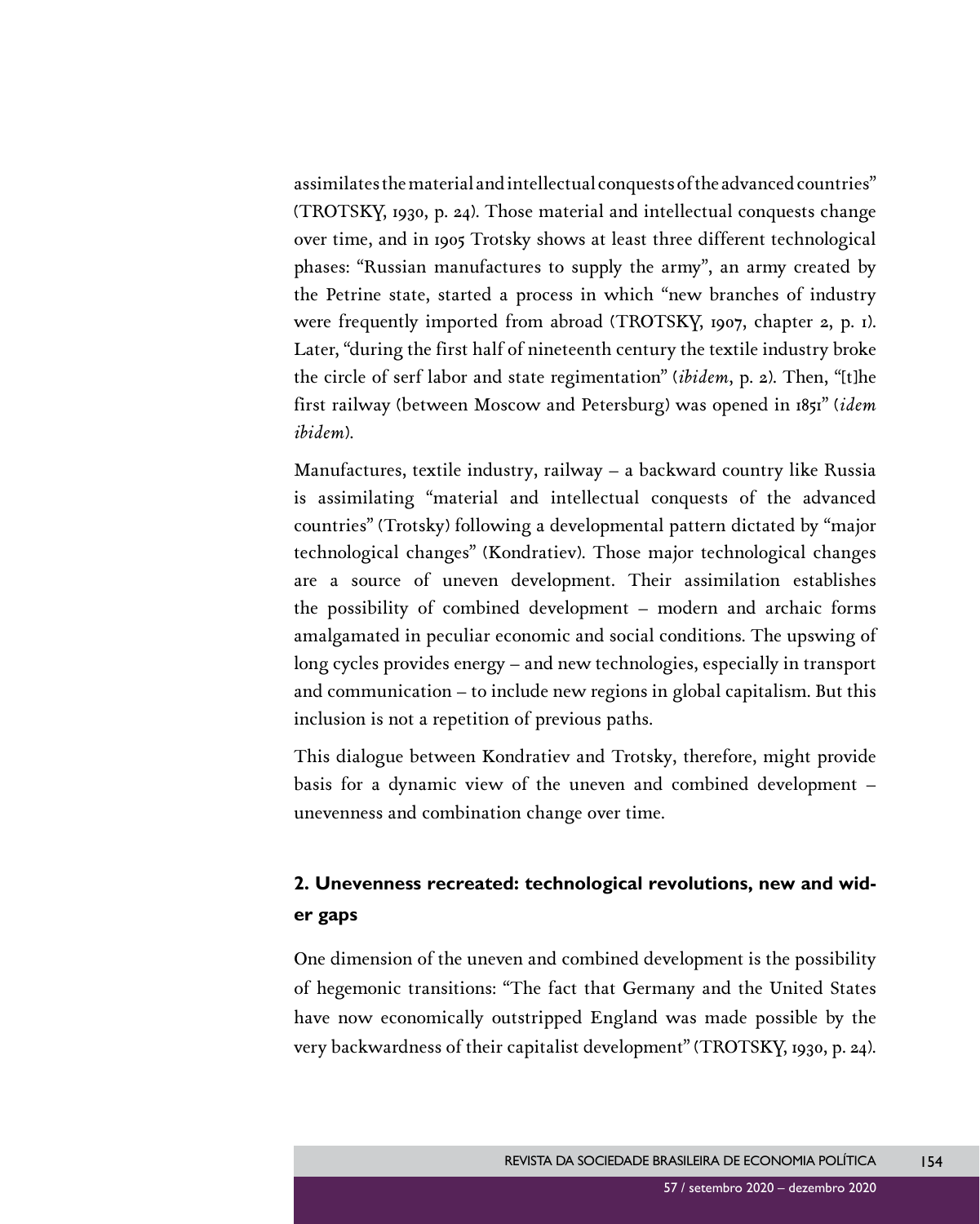assimilates the material and intellectual conquests of the advanced countries" (TROTSKY, 1930, p. 24). Those material and intellectual conquests change over time, and in 1905 Trotsky shows at least three different technological phases: "Russian manufactures to supply the army", an army created by the Petrine state, started a process in which "new branches of industry were frequently imported from abroad (TROTSKY, 1907, chapter 2, p. 1). Later, "during the first half of nineteenth century the textile industry broke the circle of serf labor and state regimentation" (*ibidem*, p. 2). Then, "[t]he first railway (between Moscow and Petersburg) was opened in 1851" (*idem ibidem*).

Manufactures, textile industry, railway – a backward country like Russia is assimilating "material and intellectual conquests of the advanced countries" (Trotsky) following a developmental pattern dictated by "major technological changes" (Kondratiev). Those major technological changes are a source of uneven development. Their assimilation establishes the possibility of combined development – modern and archaic forms amalgamated in peculiar economic and social conditions. The upswing of long cycles provides energy – and new technologies, especially in transport and communication – to include new regions in global capitalism. But this inclusion is not a repetition of previous paths.

This dialogue between Kondratiev and Trotsky, therefore, might provide basis for a dynamic view of the uneven and combined development – unevenness and combination change over time.

## 2. Unevenness recreated: technological revolutions, new and wider gaps

One dimension of the uneven and combined development is the possibility of hegemonic transitions: "The fact that Germany and the United States have now economically outstripped England was made possible by the very backwardness of their capitalist development" (TROTSKY, 1930, p. 24).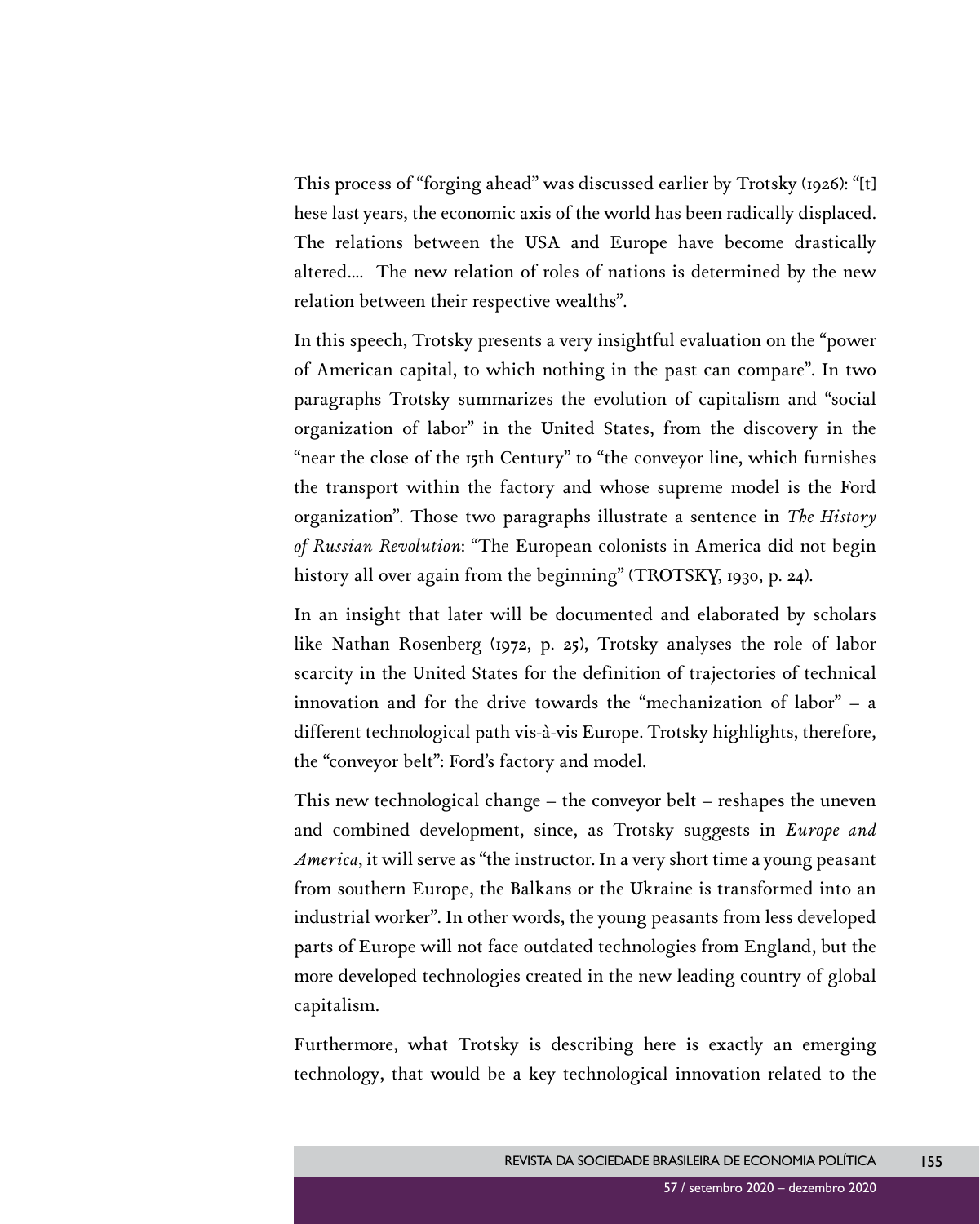This process of "forging ahead" was discussed earlier by Trotsky (1926): "[t]hese last years, the economic axis of the world has been radically displaced. The relations between the USA and Europe have become drastically altered.... The new relation of roles of nations is determined by the new relation between their respective wealths".

In this speech, Trotsky presents a very insightful evaluation on the "power of American capital, to which nothing in the past can compare". In two paragraphs Trotsky summarizes the evolution of capitalism and "social organization of labor" in the United States, from the discovery in the "near the close of the 15th Century" to "the conveyor line, which furnishes the transport within the factory and whose supreme model is the Ford organization". Those two paragraphs illustrate a sentence in *The History of Russian Revolution*: "The European colonists in America did not begin history all over again from the beginning" (TROTSKY, 1930, p. 24).

In an insight that later will be documented and elaborated by scholars like Nathan Rosenberg (1972, p. 25), Trotsky analyses the role of labor scarcity in the United States for the definition of trajectories of technical innovation and for the drive towards the "mechanization of labor" – a different technological path vis-à-vis Europe. Trotsky highlights, therefore, the "conveyor belt": Ford's factory and model.

This new technological change – the conveyor belt – reshapes the uneven and combined development, since, as Trotsky suggests in *Europe and America*, it will serve as "the instructor. In a very short time a young peasant from southern Europe, the Balkans or the Ukraine is transformed into an industrial worker". In other words, the young peasants from less developed parts of Europe will not face outdated technologies from England, but the more developed technologies created in the new leading country of global capitalism.

Furthermore, what Trotsky is describing here is exactly an emerging technology, that would be a key technological innovation related to the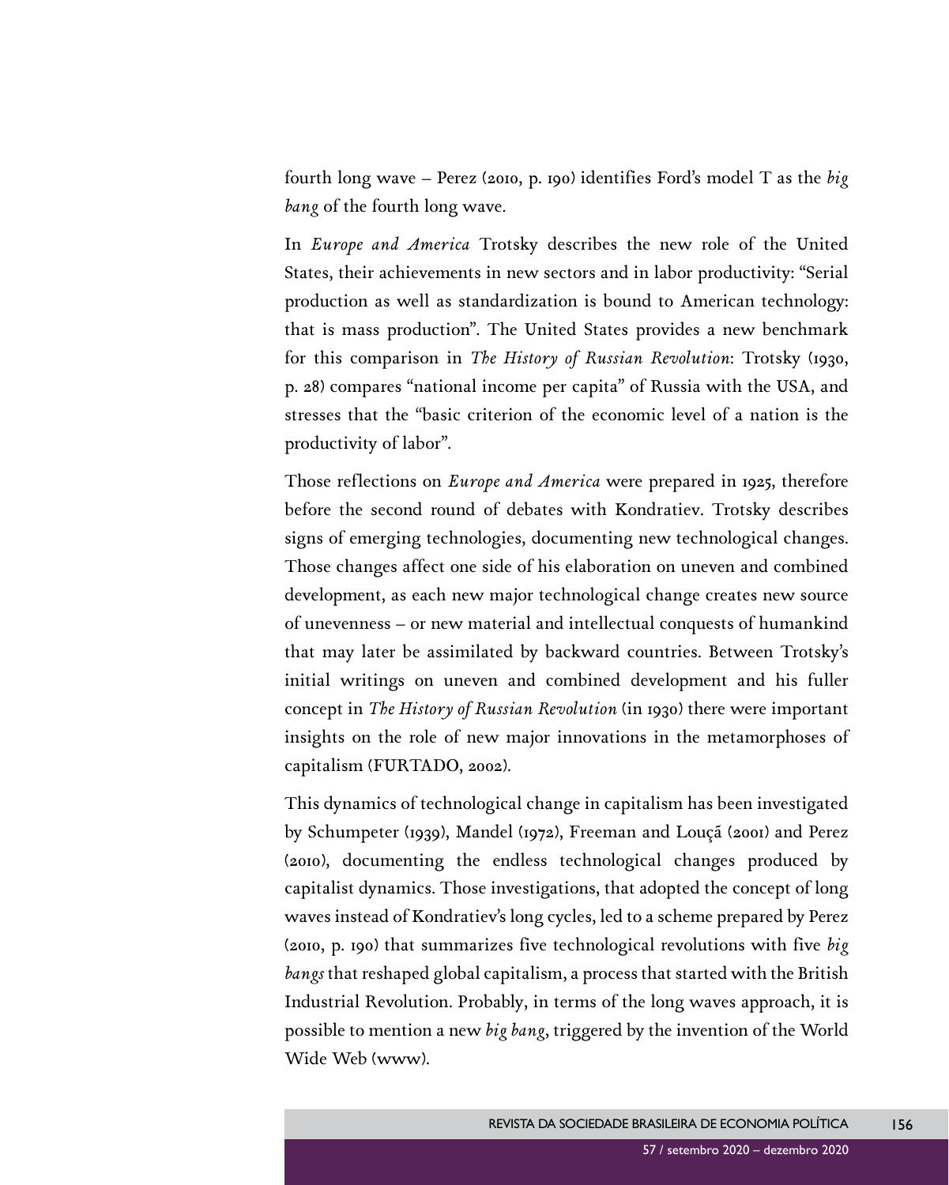fourth long wave – Perez (2010, p. 190) identifies Ford's model T as the *big bang* of the fourth long wave.

In *Europe and America* Trotsky describes the new role of the United States, their achievements in new sectors and in labor productivity: "Serial production as well as standardization is bound to American technology: that is mass production". The United States provides a new benchmark for this comparison in *The History of Russian Revolution*: Trotsky (1930, p. 28) compares "national income per capita" of Russia with the USA, and stresses that the "basic criterion of the economic level of a nation is the productivity of labor".

Those reflections on *Europe and America* were prepared in 1925, therefore before the second round of debates with Kondratiev. Trotsky describes signs of emerging technologies, documenting new technological changes. Those changes affect one side of his elaboration on uneven and combined development, as each new major technological change creates new source of unevenness – or new material and intellectual conquests of humankind that may later be assimilated by backward countries. Between Trotsky's initial writings on uneven and combined development and his fuller concept in *The History of Russian Revolution* (in 1930) there were important insights on the role of new major innovations in the metamorphoses of capitalism (FURTADO, 2002).

This dynamics of technological change in capitalism has been investigated by Schumpeter (1939), Mandel (1972), Freeman and Louçã (2001) and Perez (2010), documenting the endless technological changes produced by capitalist dynamics. Those investigations, that adopted the concept of long waves instead of Kondratiev's long cycles, led to a scheme prepared by Perez (2010, p. 190) that summarizes five technological revolutions with five *big bangs* that reshaped global capitalism, a process that started with the British Industrial Revolution. Probably, in terms of the long waves approach, it is possible to mention a new *big bang*, triggered by the invention of the World Wide Web (www).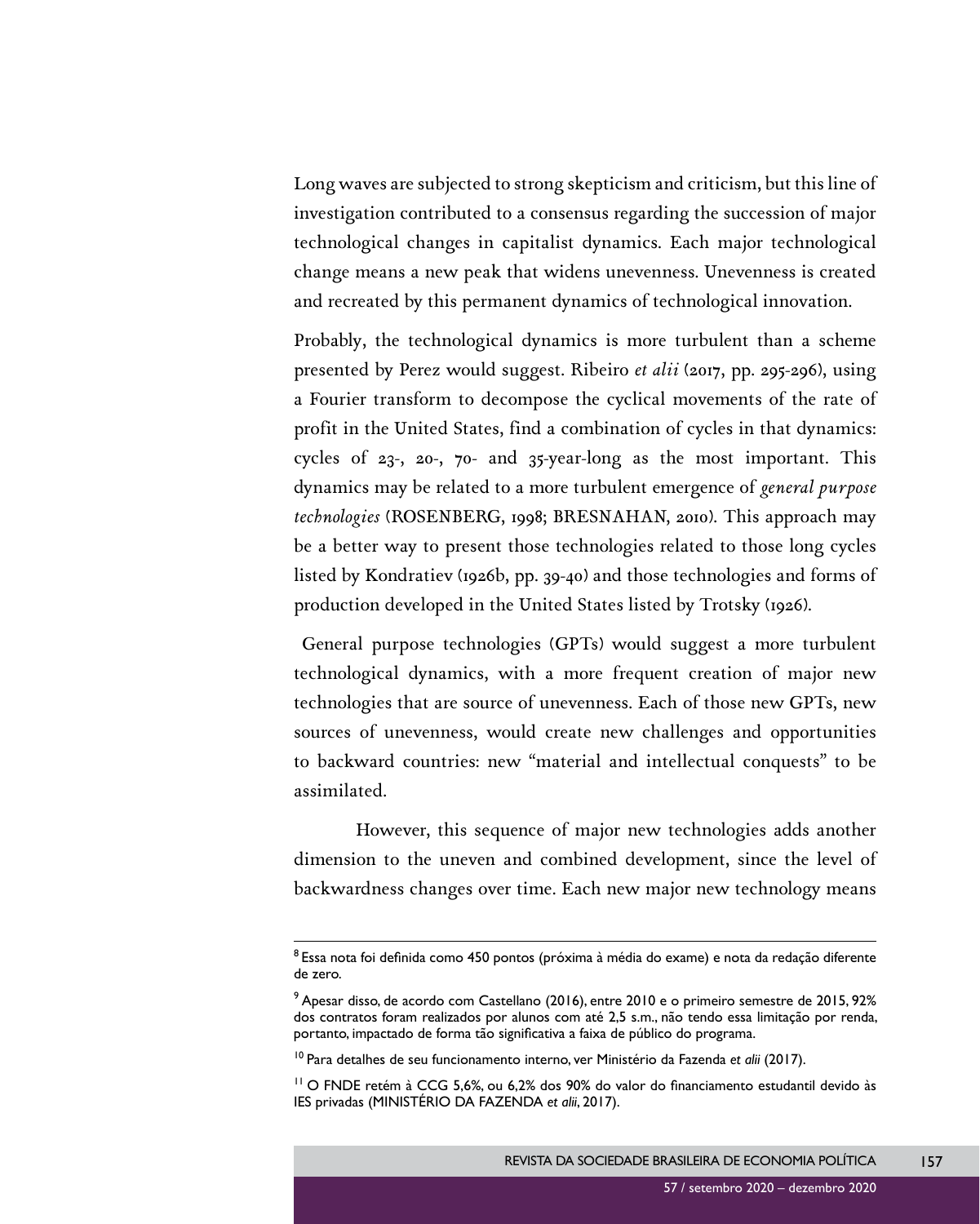Long waves are subjected to strong skepticism and criticism, but this line of investigation contributed to a consensus regarding the succession of major technological changes in capitalist dynamics. Each major technological change means a new peak that widens unevenness. Unevenness is created and recreated by this permanent dynamics of technological innovation.

Probably, the technological dynamics is more turbulent than a scheme presented by Perez would suggest. Ribeiro *et alii* (2017, pp. 295-296), using a Fourier transform to decompose the cyclical movements of the rate of profit in the United States, find a combination of cycles in that dynamics: cycles of 23-, 20-, 70- and 35-year-long as the most important. This dynamics may be related to a more turbulent emergence of *general purpose technologies* (ROSENBERG, 1998; BRESNAHAN, 2010). This approach may be a better way to present those technologies related to those long cycles listed by Kondratiev (1926b, pp. 39-40) and those technologies and forms of production developed in the United States listed by Trotsky (1926).

General purpose technologies (GPTs) would suggest a more turbulent technological dynamics, with a more frequent creation of major new technologies that are source of unevenness. Each of those new GPTs, new sources of unevenness, would create new challenges and opportunities to backward countries: new "material and intellectual conquests" to be assimilated.

However, this sequence of major new technologies adds another dimension to the uneven and combined development, since the level of backwardness changes over time. Each new major new technology means

---

[8] Essa nota foi definida como 450 pontos (próxima à média do exame) e nota da redação diferente de zero.

[9] Apesar disso, de acordo com Castellano (2016), entre 2010 e o primeiro semestre de 2015, 92% dos contratos foram realizados por alunos com até 2,5 s.m., não tendo essa limitação por renda, portanto, impactado de forma tão significativa a faixa de público do programa.

[10] Para detalhes de seu funcionamento interno, ver Ministério da Fazenda *et alii* (2017).

[11] O FNDE retém à CCG 5,6%, ou 6,2% dos 90% do valor do financiamento estudantil devido às IES privadas (MINISTÉRIO DA FAZENDA *et alii*, 2017).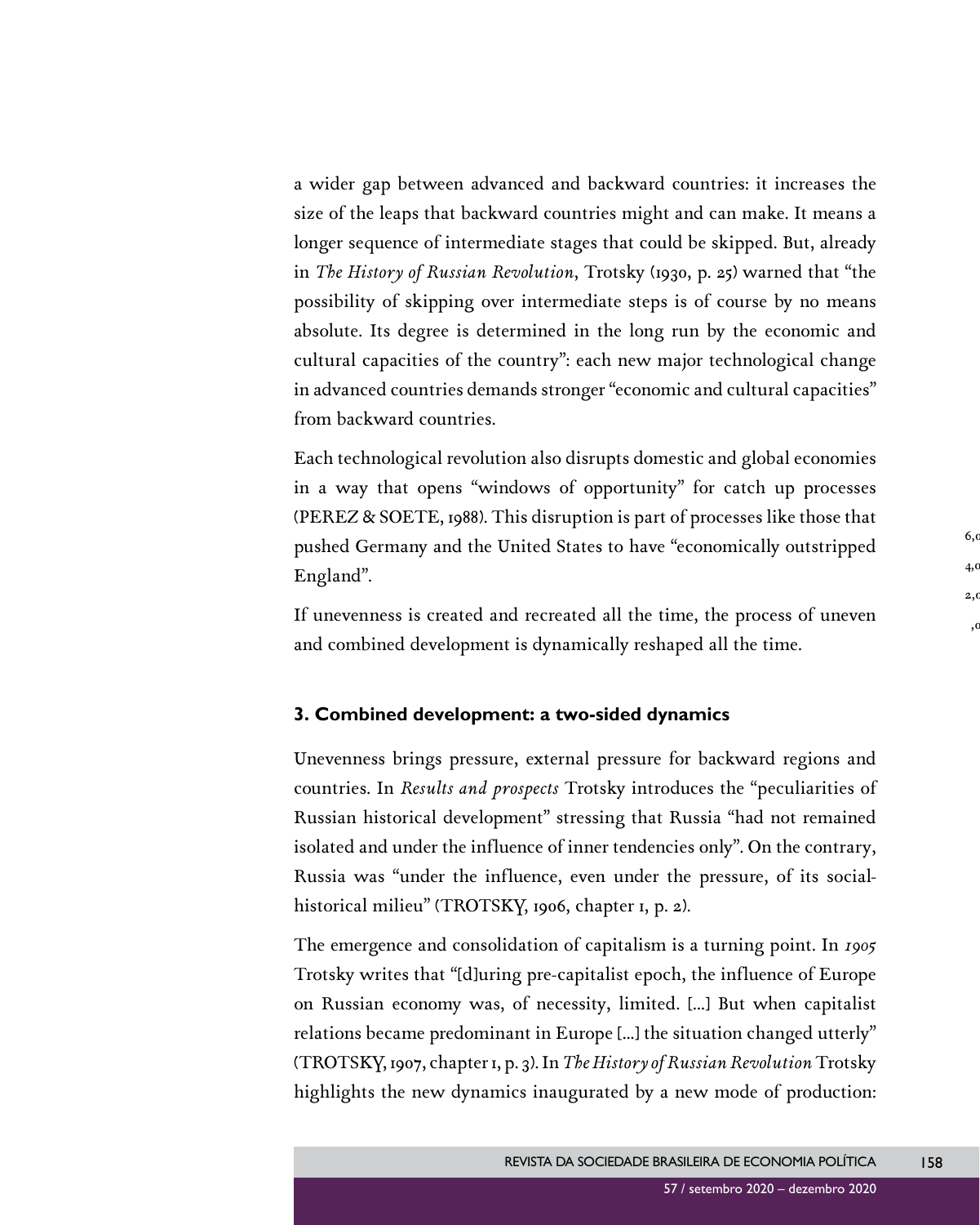a wider gap between advanced and backward countries: it increases the size of the leaps that backward countries might and can make. It means a longer sequence of intermediate stages that could be skipped. But, already in *The History of Russian Revolution*, Trotsky (1930, p. 25) warned that "the possibility of skipping over intermediate steps is of course by no means absolute. Its degree is determined in the long run by the economic and cultural capacities of the country": each new major technological change in advanced countries demands stronger "economic and cultural capacities" from backward countries.

Each technological revolution also disrupts domestic and global economies in a way that opens "windows of opportunity" for catch up processes (PEREZ & SOETE, 1988). This disruption is part of processes like those that pushed Germany and the United States to have "economically outstripped England".

If unevenness is created and recreated all the time, the process of uneven and combined development is dynamically reshaped all the time.

### 3. Combined development: a two-sided dynamics

Unevenness brings pressure, external pressure for backward regions and countries. In *Results and prospects* Trotsky introduces the "peculiarities of Russian historical development" stressing that Russia "had not remained isolated and under the influence of inner tendencies only". On the contrary, Russia was "under the influence, even under the pressure, of its social-historical milieu" (TROTSKY, 1906, chapter 1, p. 2).

The emergence and consolidation of capitalism is a turning point. In *1905* Trotsky writes that "[d]uring pre-capitalist epoch, the influence of Europe on Russian economy was, of necessity, limited. [...] But when capitalist relations became predominant in Europe [...] the situation changed utterly" (TROTSKY, 1907, chapter 1, p. 3). In *The History of Russian Revolution* Trotsky highlights the new dynamics inaugurated by a new mode of production: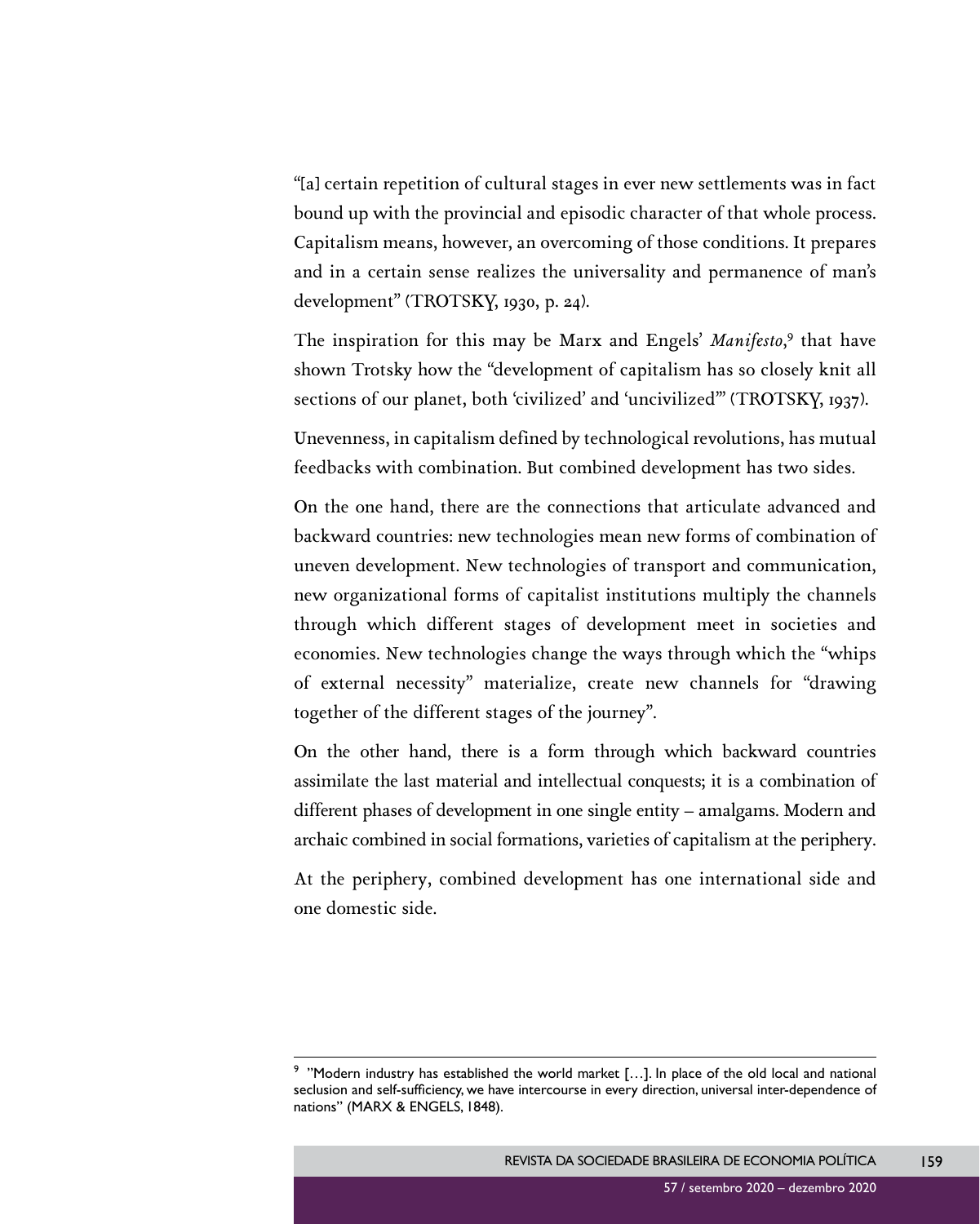"[a] certain repetition of cultural stages in ever new settlements was in fact bound up with the provincial and episodic character of that whole process. Capitalism means, however, an overcoming of those conditions. It prepares and in a certain sense realizes the universality and permanence of man's development" (TROTSKY, 1930, p. 24).

The inspiration for this may be Marx and Engels' *Manifesto*,[9] that have shown Trotsky how the "development of capitalism has so closely knit all sections of our planet, both 'civilized' and 'uncivilized'" (TROTSKY, 1937).

Unevenness, in capitalism defined by technological revolutions, has mutual feedbacks with combination. But combined development has two sides.

On the one hand, there are the connections that articulate advanced and backward countries: new technologies mean new forms of combination of uneven development. New technologies of transport and communication, new organizational forms of capitalist institutions multiply the channels through which different stages of development meet in societies and economies. New technologies change the ways through which the "whips of external necessity" materialize, create new channels for "drawing together of the different stages of the journey".

On the other hand, there is a form through which backward countries assimilate the last material and intellectual conquests; it is a combination of different phases of development in one single entity – amalgams. Modern and archaic combined in social formations, varieties of capitalism at the periphery.

At the periphery, combined development has one international side and one domestic side.

[9] "Modern industry has established the world market […]. In place of the old local and national seclusion and self-sufficiency, we have intercourse in every direction, universal inter-dependence of nations" (MARX & ENGELS, 1848).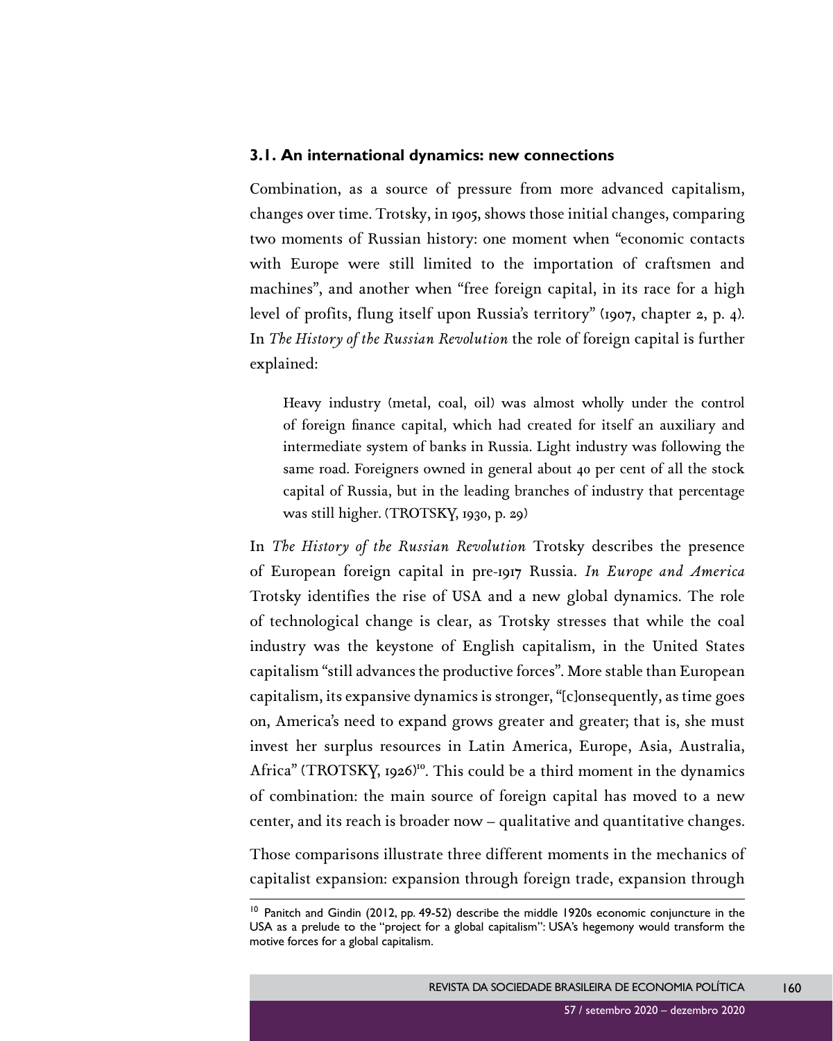### 3.1. An international dynamics: new connections

Combination, as a source of pressure from more advanced capitalism, changes over time. Trotsky, in 1905, shows those initial changes, comparing two moments of Russian history: one moment when "economic contacts with Europe were still limited to the importation of craftsmen and machines", and another when "free foreign capital, in its race for a high level of profits, flung itself upon Russia's territory" (1907, chapter 2, p. 4). In *The History of the Russian Revolution* the role of foreign capital is further explained:

> Heavy industry (metal, coal, oil) was almost wholly under the control of foreign finance capital, which had created for itself an auxiliary and intermediate system of banks in Russia. Light industry was following the same road. Foreigners owned in general about 40 per cent of all the stock capital of Russia, but in the leading branches of industry that percentage was still higher. (TROTSKY, 1930, p. 29)

In *The History of the Russian Revolution* Trotsky describes the presence of European foreign capital in pre-1917 Russia. *In Europe and America* Trotsky identifies the rise of USA and a new global dynamics. The role of technological change is clear, as Trotsky stresses that while the coal industry was the keystone of English capitalism, in the United States capitalism "still advances the productive forces". More stable than European capitalism, its expansive dynamics is stronger, "[c]onsequently, as time goes on, America's need to expand grows greater and greater; that is, she must invest her surplus resources in Latin America, Europe, Asia, Australia, Africa" (TROTSKY, 1926)[10]. This could be a third moment in the dynamics of combination: the main source of foreign capital has moved to a new center, and its reach is broader now – qualitative and quantitative changes.

Those comparisons illustrate three different moments in the mechanics of capitalist expansion: expansion through foreign trade, expansion through

---

[10] Panitch and Gindin (2012, pp. 49-52) describe the middle 1920s economic conjuncture in the USA as a prelude to the "project for a global capitalism": USA's hegemony would transform the motive forces for a global capitalism.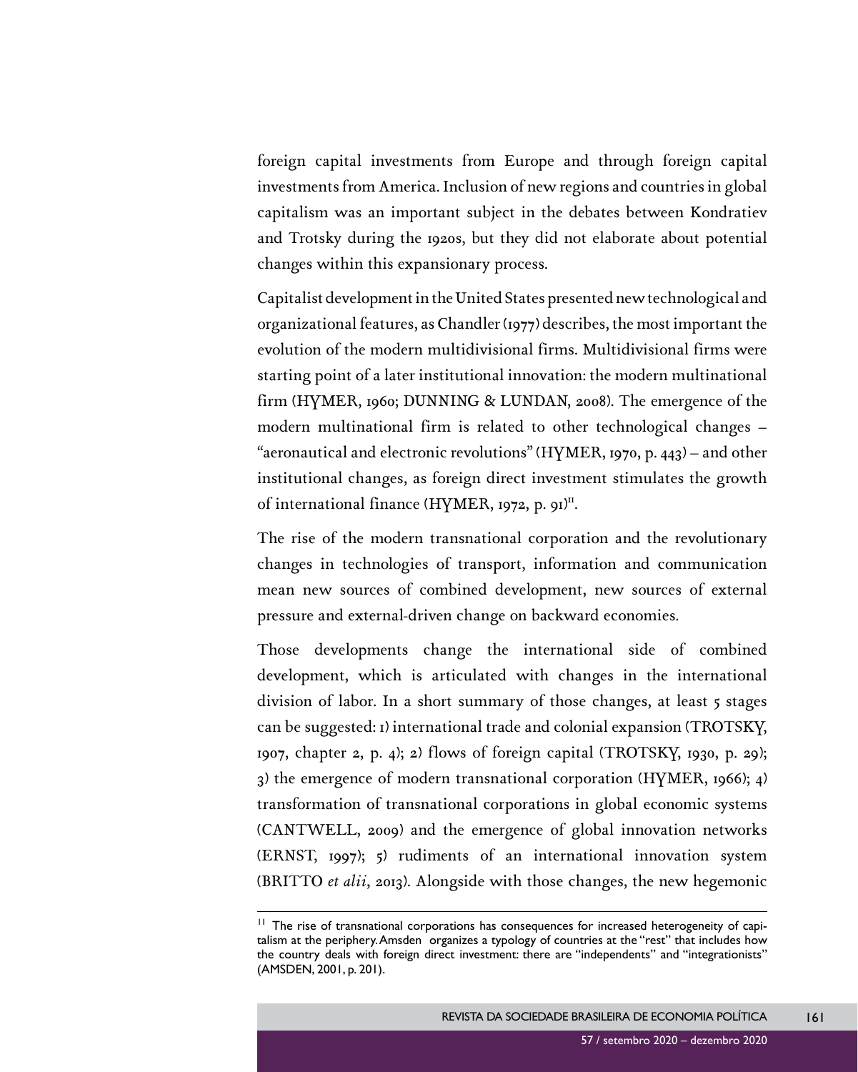foreign capital investments from Europe and through foreign capital investments from America. Inclusion of new regions and countries in global capitalism was an important subject in the debates between Kondratiev and Trotsky during the 1920s, but they did not elaborate about potential changes within this expansionary process.

Capitalist development in the United States presented new technological and organizational features, as Chandler (1977) describes, the most important the evolution of the modern multidivisional firms. Multidivisional firms were starting point of a later institutional innovation: the modern multinational firm (HYMER, 1960; DUNNING & LUNDAN, 2008). The emergence of the modern multinational firm is related to other technological changes – "aeronautical and electronic revolutions" (HYMER, 1970, p. 443) – and other institutional changes, as foreign direct investment stimulates the growth of international finance (HYMER, 1972, p. 91)[11].

The rise of the modern transnational corporation and the revolutionary changes in technologies of transport, information and communication mean new sources of combined development, new sources of external pressure and external-driven change on backward economies.

Those developments change the international side of combined development, which is articulated with changes in the international division of labor. In a short summary of those changes, at least 5 stages can be suggested: 1) international trade and colonial expansion (TROTSKY, 1907, chapter 2, p. 4); 2) flows of foreign capital (TROTSKY, 1930, p. 29); 3) the emergence of modern transnational corporation (HYMER, 1966); 4) transformation of transnational corporations in global economic systems (CANTWELL, 2009) and the emergence of global innovation networks (ERNST, 1997); 5) rudiments of an international innovation system (BRITTO *et alii*, 2013). Alongside with those changes, the new hegemonic

---

[11] The rise of transnational corporations has consequences for increased heterogeneity of capitalism at the periphery. Amsden organizes a typology of countries at the "rest" that includes how the country deals with foreign direct investment: there are "independents" and "integrationists" (AMSDEN, 2001, p. 201).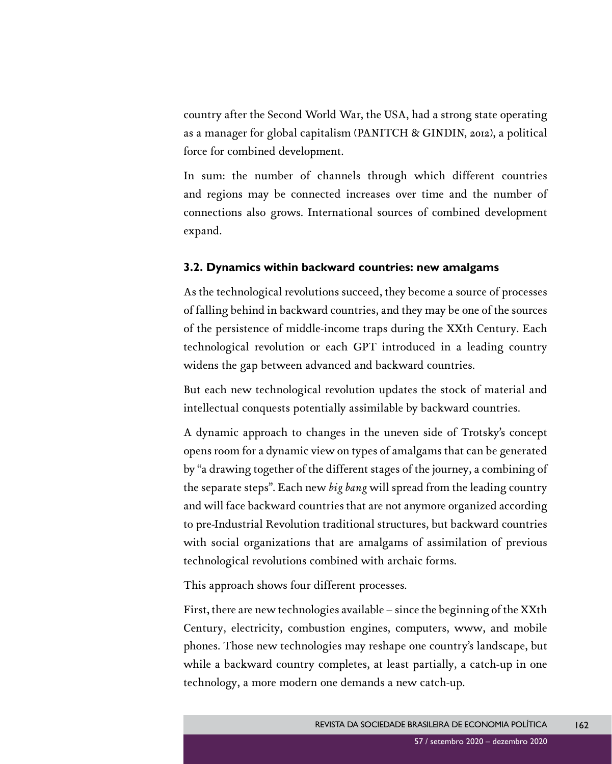country after the Second World War, the USA, had a strong state operating as a manager for global capitalism (PANITCH & GINDIN, 2012), a political force for combined development.

In sum: the number of channels through which different countries and regions may be connected increases over time and the number of connections also grows. International sources of combined development expand.

### 3.2. Dynamics within backward countries: new amalgams

As the technological revolutions succeed, they become a source of processes of falling behind in backward countries, and they may be one of the sources of the persistence of middle-income traps during the XXth Century. Each technological revolution or each GPT introduced in a leading country widens the gap between advanced and backward countries.

But each new technological revolution updates the stock of material and intellectual conquests potentially assimilable by backward countries.

A dynamic approach to changes in the uneven side of Trotsky's concept opens room for a dynamic view on types of amalgams that can be generated by "a drawing together of the different stages of the journey, a combining of the separate steps". Each new *big bang* will spread from the leading country and will face backward countries that are not anymore organized according to pre-Industrial Revolution traditional structures, but backward countries with social organizations that are amalgams of assimilation of previous technological revolutions combined with archaic forms.

This approach shows four different processes.

First, there are new technologies available – since the beginning of the XXth Century, electricity, combustion engines, computers, www, and mobile phones. Those new technologies may reshape one country's landscape, but while a backward country completes, at least partially, a catch-up in one technology, a more modern one demands a new catch-up.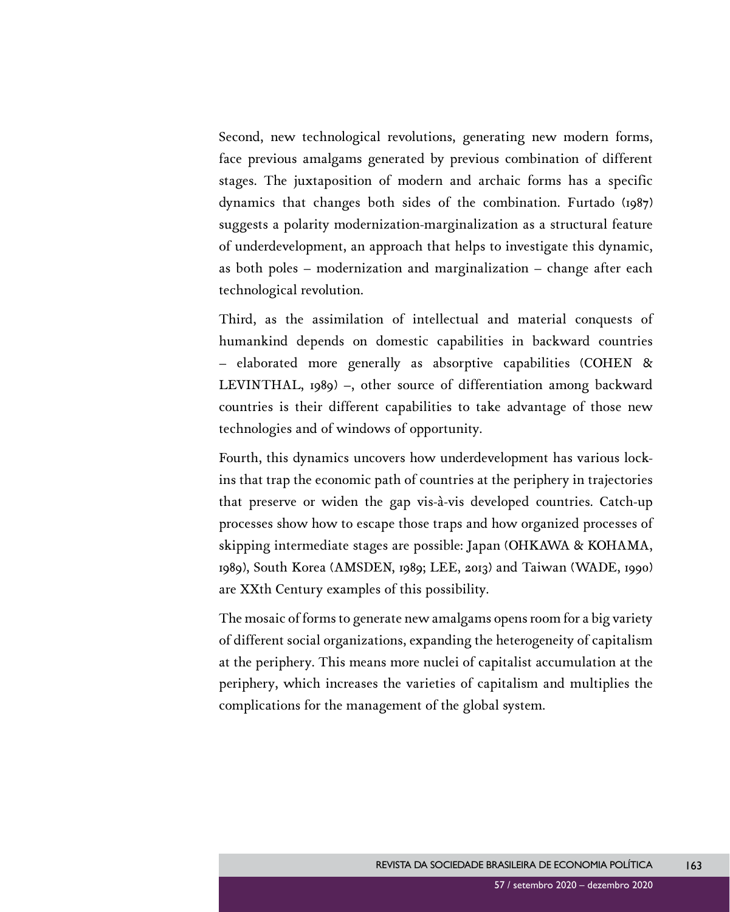Second, new technological revolutions, generating new modern forms, face previous amalgams generated by previous combination of different stages. The juxtaposition of modern and archaic forms has a specific dynamics that changes both sides of the combination. Furtado (1987) suggests a polarity modernization-marginalization as a structural feature of underdevelopment, an approach that helps to investigate this dynamic, as both poles – modernization and marginalization – change after each technological revolution.

Third, as the assimilation of intellectual and material conquests of humankind depends on domestic capabilities in backward countries – elaborated more generally as absorptive capabilities (COHEN & LEVINTHAL, 1989) –, other source of differentiation among backward countries is their different capabilities to take advantage of those new technologies and of windows of opportunity.

Fourth, this dynamics uncovers how underdevelopment has various lock-ins that trap the economic path of countries at the periphery in trajectories that preserve or widen the gap vis-à-vis developed countries. Catch-up processes show how to escape those traps and how organized processes of skipping intermediate stages are possible: Japan (OHKAWA & KOHAMA, 1989), South Korea (AMSDEN, 1989; LEE, 2013) and Taiwan (WADE, 1990) are XXth Century examples of this possibility.

The mosaic of forms to generate new amalgams opens room for a big variety of different social organizations, expanding the heterogeneity of capitalism at the periphery. This means more nuclei of capitalist accumulation at the periphery, which increases the varieties of capitalism and multiplies the complications for the management of the global system.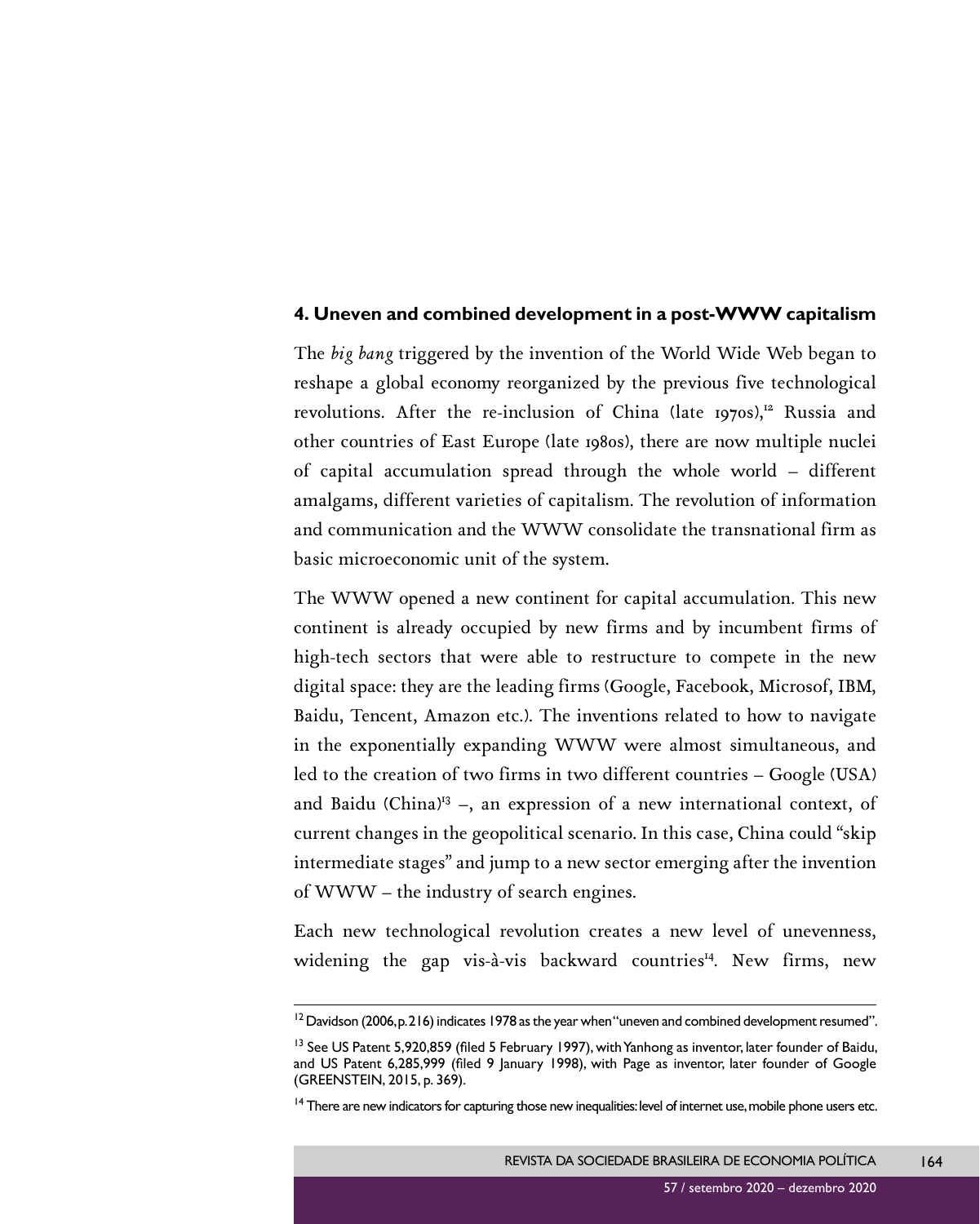## 4. Uneven and combined development in a post-WWW capitalism

The *big bang* triggered by the invention of the World Wide Web began to reshape a global economy reorganized by the previous five technological revolutions. After the re-inclusion of China (late 1970s),[12] Russia and other countries of East Europe (late 1980s), there are now multiple nuclei of capital accumulation spread through the whole world – different amalgams, different varieties of capitalism. The revolution of information and communication and the WWW consolidate the transnational firm as basic microeconomic unit of the system.

The WWW opened a new continent for capital accumulation. This new continent is already occupied by new firms and by incumbent firms of high-tech sectors that were able to restructure to compete in the new digital space: they are the leading firms (Google, Facebook, Microsof, IBM, Baidu, Tencent, Amazon etc.). The inventions related to how to navigate in the exponentially expanding WWW were almost simultaneous, and led to the creation of two firms in two different countries – Google (USA) and Baidu (China)[13] –, an expression of a new international context, of current changes in the geopolitical scenario. In this case, China could "skip intermediate stages" and jump to a new sector emerging after the invention of WWW – the industry of search engines.

Each new technological revolution creates a new level of unevenness, widening the gap vis-à-vis backward countries[14]. New firms, new

---

[12] Davidson (2006, p. 216) indicates 1978 as the year when "uneven and combined development resumed".

[13] See US Patent 5,920,859 (filed 5 February 1997), with Yanhong as inventor, later founder of Baidu, and US Patent 6,285,999 (filed 9 January 1998), with Page as inventor, later founder of Google (GREENSTEIN, 2015, p. 369).

[14] There are new indicators for capturing those new inequalities: level of internet use, mobile phone users etc.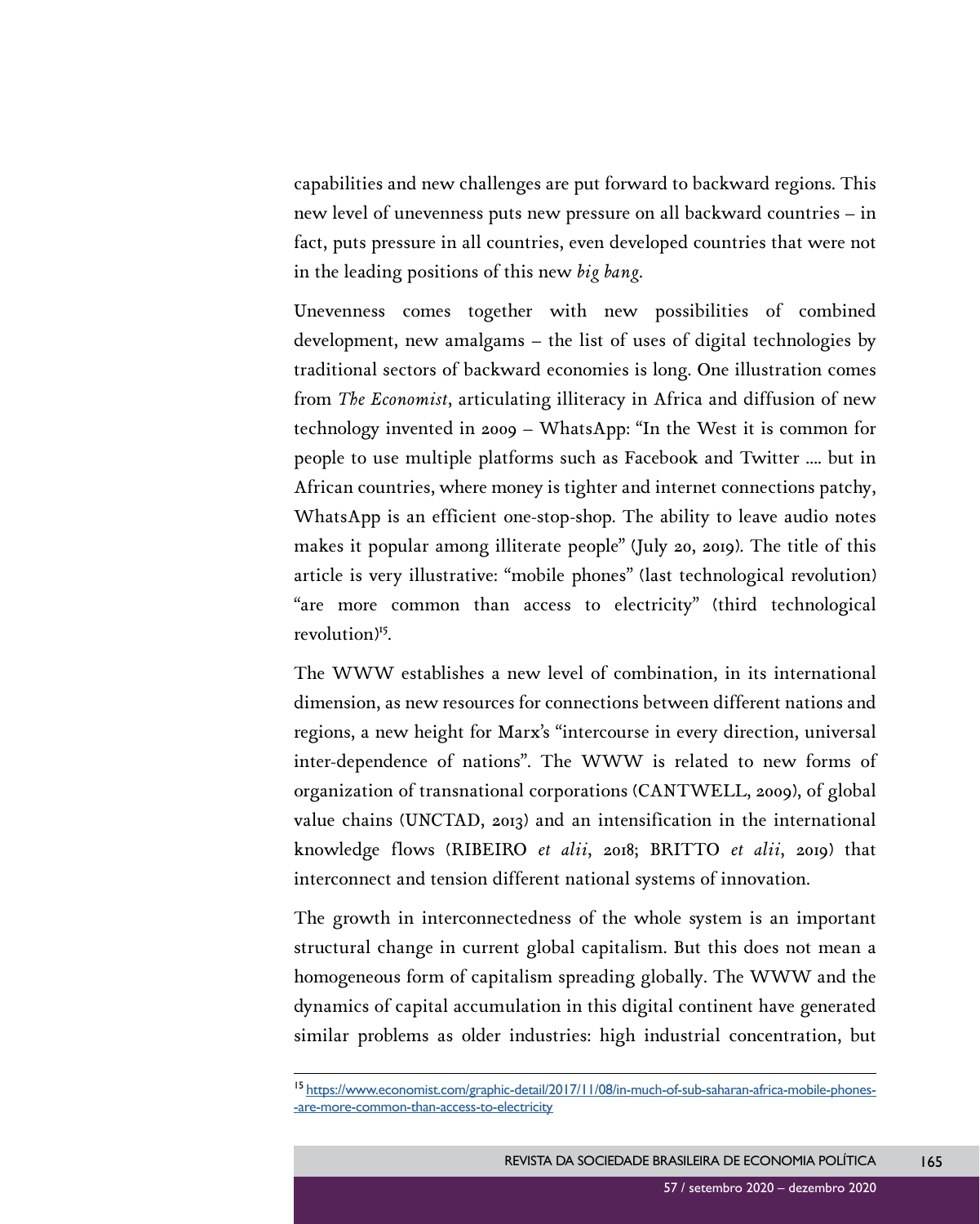capabilities and new challenges are put forward to backward regions. This new level of unevenness puts new pressure on all backward countries – in fact, puts pressure in all countries, even developed countries that were not in the leading positions of this new *big bang*.

Unevenness comes together with new possibilities of combined development, new amalgams – the list of uses of digital technologies by traditional sectors of backward economies is long. One illustration comes from *The Economist*, articulating illiteracy in Africa and diffusion of new technology invented in 2009 – WhatsApp: "In the West it is common for people to use multiple platforms such as Facebook and Twitter .... but in African countries, where money is tighter and internet connections patchy, WhatsApp is an efficient one-stop-shop. The ability to leave audio notes makes it popular among illiterate people" (July 20, 2019). The title of this article is very illustrative: "mobile phones" (last technological revolution) "are more common than access to electricity" (third technological revolution)[15].

The WWW establishes a new level of combination, in its international dimension, as new resources for connections between different nations and regions, a new height for Marx's "intercourse in every direction, universal inter-dependence of nations". The WWW is related to new forms of organization of transnational corporations (CANTWELL, 2009), of global value chains (UNCTAD, 2013) and an intensification in the international knowledge flows (RIBEIRO *et alii*, 2018; BRITTO *et alii*, 2019) that interconnect and tension different national systems of innovation.

The growth in interconnectedness of the whole system is an important structural change in current global capitalism. But this does not mean a homogeneous form of capitalism spreading globally. The WWW and the dynamics of capital accumulation in this digital continent have generated similar problems as older industries: high industrial concentration, but

---

[15] https://www.economist.com/graphic-detail/2017/11/08/in-much-of-sub-saharan-africa-mobile-phones--are-more-common-than-access-to-electricity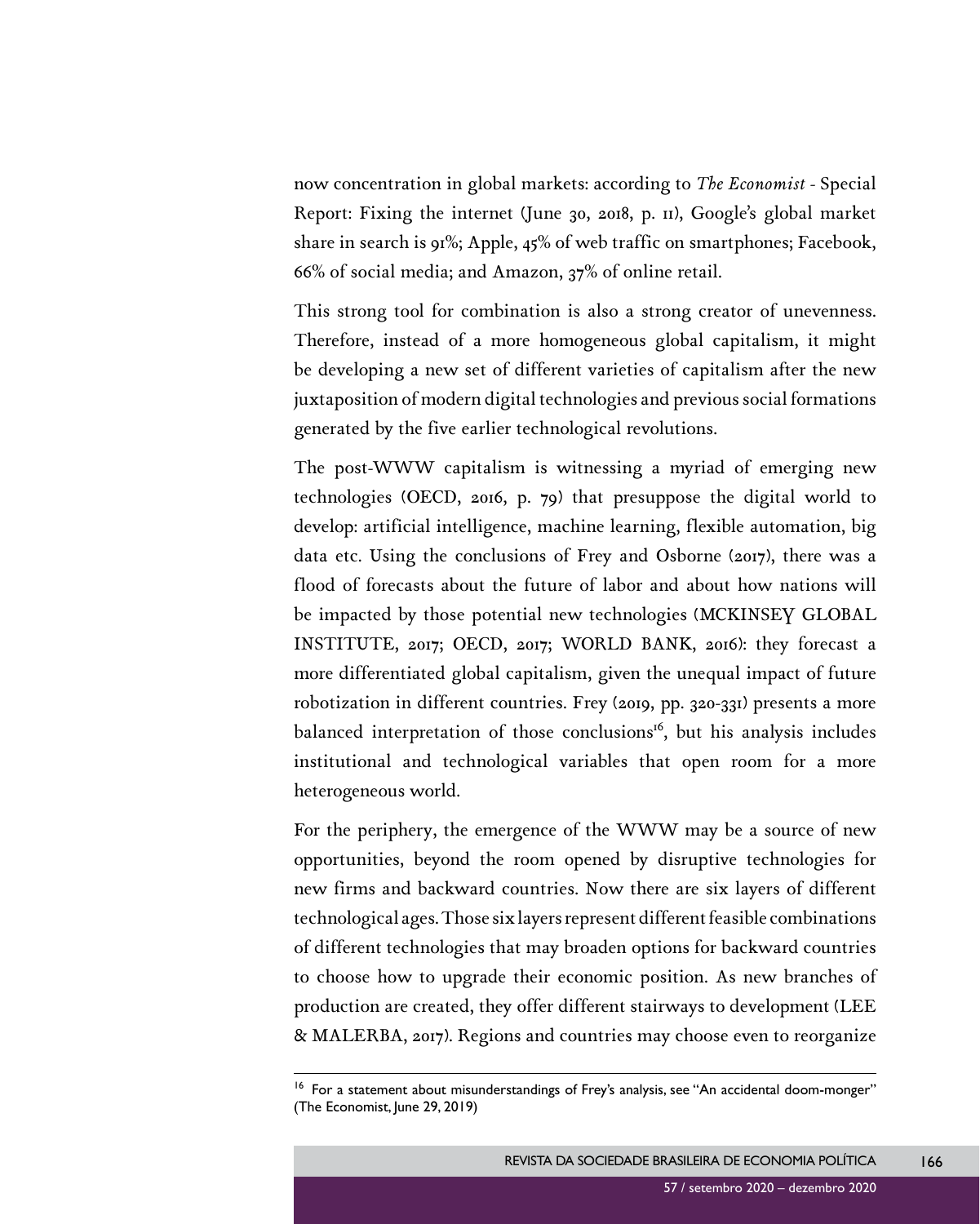now concentration in global markets: according to *The Economist* - Special Report: Fixing the internet (June 30, 2018, p. 11), Google's global market share in search is 91%; Apple, 45% of web traffic on smartphones; Facebook, 66% of social media; and Amazon, 37% of online retail.

This strong tool for combination is also a strong creator of unevenness. Therefore, instead of a more homogeneous global capitalism, it might be developing a new set of different varieties of capitalism after the new juxtaposition of modern digital technologies and previous social formations generated by the five earlier technological revolutions.

The post-WWW capitalism is witnessing a myriad of emerging new technologies (OECD, 2016, p. 79) that presuppose the digital world to develop: artificial intelligence, machine learning, flexible automation, big data etc. Using the conclusions of Frey and Osborne (2017), there was a flood of forecasts about the future of labor and about how nations will be impacted by those potential new technologies (MCKINSEY GLOBAL INSTITUTE, 2017; OECD, 2017; WORLD BANK, 2016): they forecast a more differentiated global capitalism, given the unequal impact of future robotization in different countries. Frey (2019, pp. 320-331) presents a more balanced interpretation of those conclusions[16], but his analysis includes institutional and technological variables that open room for a more heterogeneous world.

For the periphery, the emergence of the WWW may be a source of new opportunities, beyond the room opened by disruptive technologies for new firms and backward countries. Now there are six layers of different technological ages. Those six layers represent different feasible combinations of different technologies that may broaden options for backward countries to choose how to upgrade their economic position. As new branches of production are created, they offer different stairways to development (LEE & MALERBA, 2017). Regions and countries may choose even to reorganize

[16] For a statement about misunderstandings of Frey's analysis, see "An accidental doom-monger" (The Economist, June 29, 2019)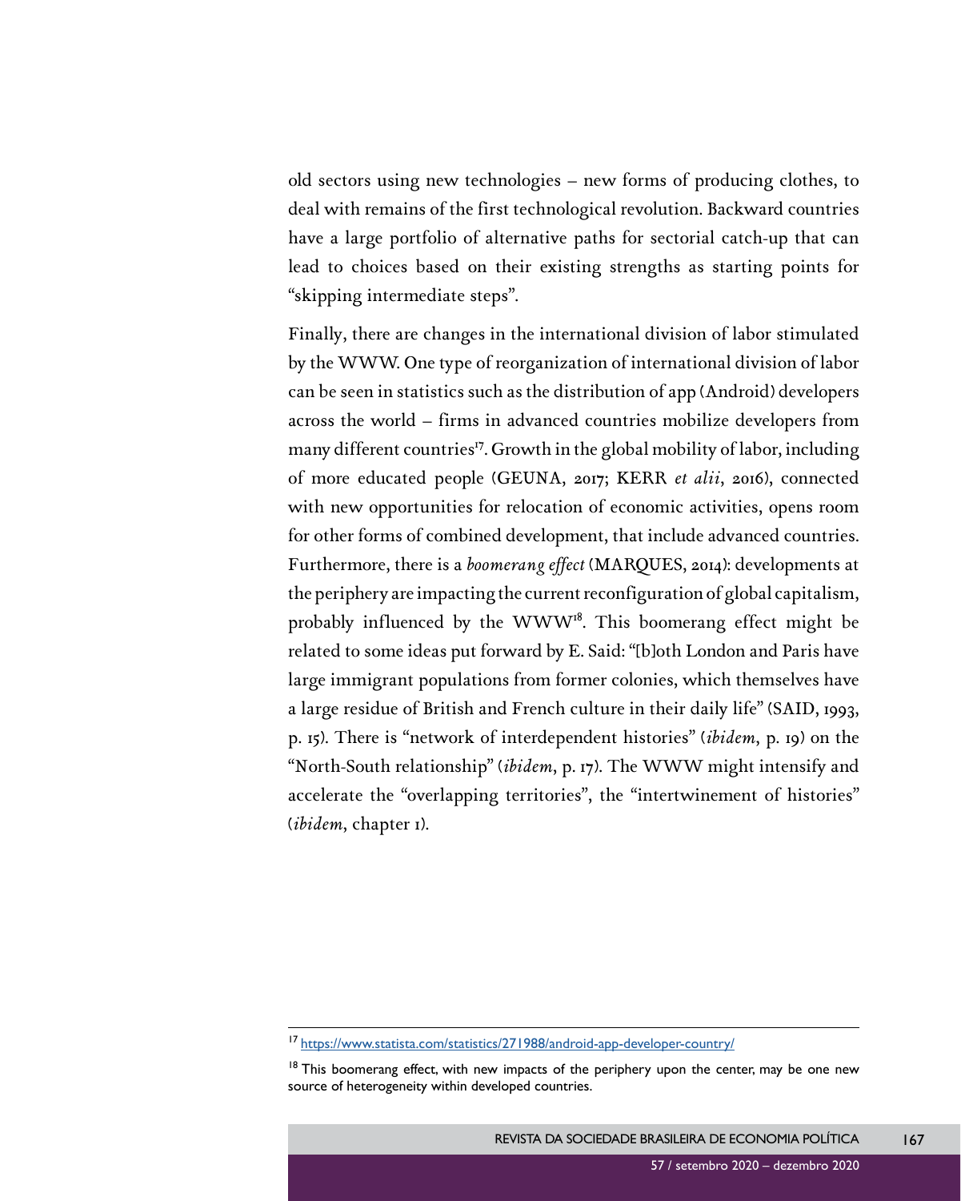old sectors using new technologies – new forms of producing clothes, to deal with remains of the first technological revolution. Backward countries have a large portfolio of alternative paths for sectorial catch-up that can lead to choices based on their existing strengths as starting points for "skipping intermediate steps".

Finally, there are changes in the international division of labor stimulated by the WWW. One type of reorganization of international division of labor can be seen in statistics such as the distribution of app (Android) developers across the world – firms in advanced countries mobilize developers from many different countries[17]. Growth in the global mobility of labor, including of more educated people (GEUNA, 2017; KERR *et alii*, 2016), connected with new opportunities for relocation of economic activities, opens room for other forms of combined development, that include advanced countries. Furthermore, there is a *boomerang effect* (MARQUES, 2014): developments at the periphery are impacting the current reconfiguration of global capitalism, probably influenced by the WWW[18]. This boomerang effect might be related to some ideas put forward by E. Said: "[b]oth London and Paris have large immigrant populations from former colonies, which themselves have a large residue of British and French culture in their daily life" (SAID, 1993, p. 15). There is "network of interdependent histories" (*ibidem*, p. 19) on the "North-South relationship" (*ibidem*, p. 17). The WWW might intensify and accelerate the "overlapping territories", the "intertwinement of histories" (*ibidem*, chapter 1).

---

[17] https://www.statista.com/statistics/271988/android-app-developer-country/

[18] This boomerang effect, with new impacts of the periphery upon the center, may be one new source of heterogeneity within developed countries.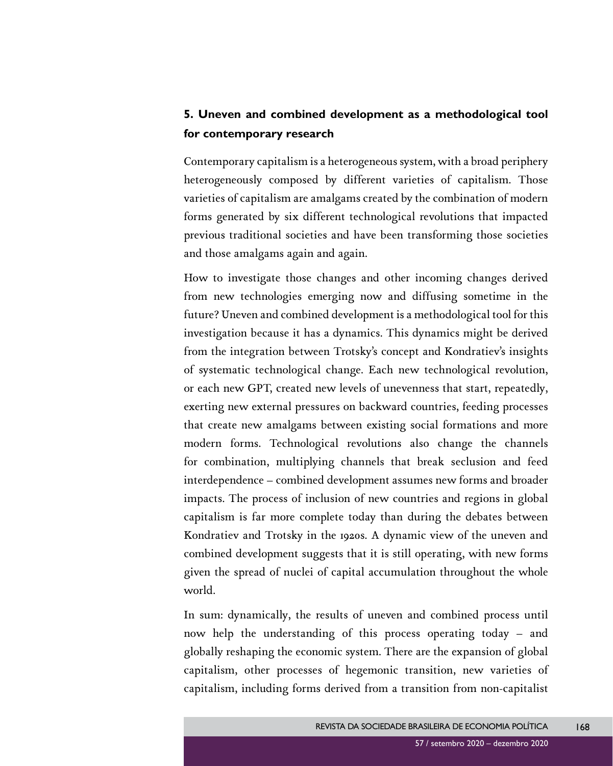## 5. Uneven and combined development as a methodological tool for contemporary research

Contemporary capitalism is a heterogeneous system, with a broad periphery heterogeneously composed by different varieties of capitalism. Those varieties of capitalism are amalgams created by the combination of modern forms generated by six different technological revolutions that impacted previous traditional societies and have been transforming those societies and those amalgams again and again.

How to investigate those changes and other incoming changes derived from new technologies emerging now and diffusing sometime in the future? Uneven and combined development is a methodological tool for this investigation because it has a dynamics. This dynamics might be derived from the integration between Trotsky's concept and Kondratiev's insights of systematic technological change. Each new technological revolution, or each new GPT, created new levels of unevenness that start, repeatedly, exerting new external pressures on backward countries, feeding processes that create new amalgams between existing social formations and more modern forms. Technological revolutions also change the channels for combination, multiplying channels that break seclusion and feed interdependence – combined development assumes new forms and broader impacts. The process of inclusion of new countries and regions in global capitalism is far more complete today than during the debates between Kondratiev and Trotsky in the 1920s. A dynamic view of the uneven and combined development suggests that it is still operating, with new forms given the spread of nuclei of capital accumulation throughout the whole world.

In sum: dynamically, the results of uneven and combined process until now help the understanding of this process operating today – and globally reshaping the economic system. There are the expansion of global capitalism, other processes of hegemonic transition, new varieties of capitalism, including forms derived from a transition from non-capitalist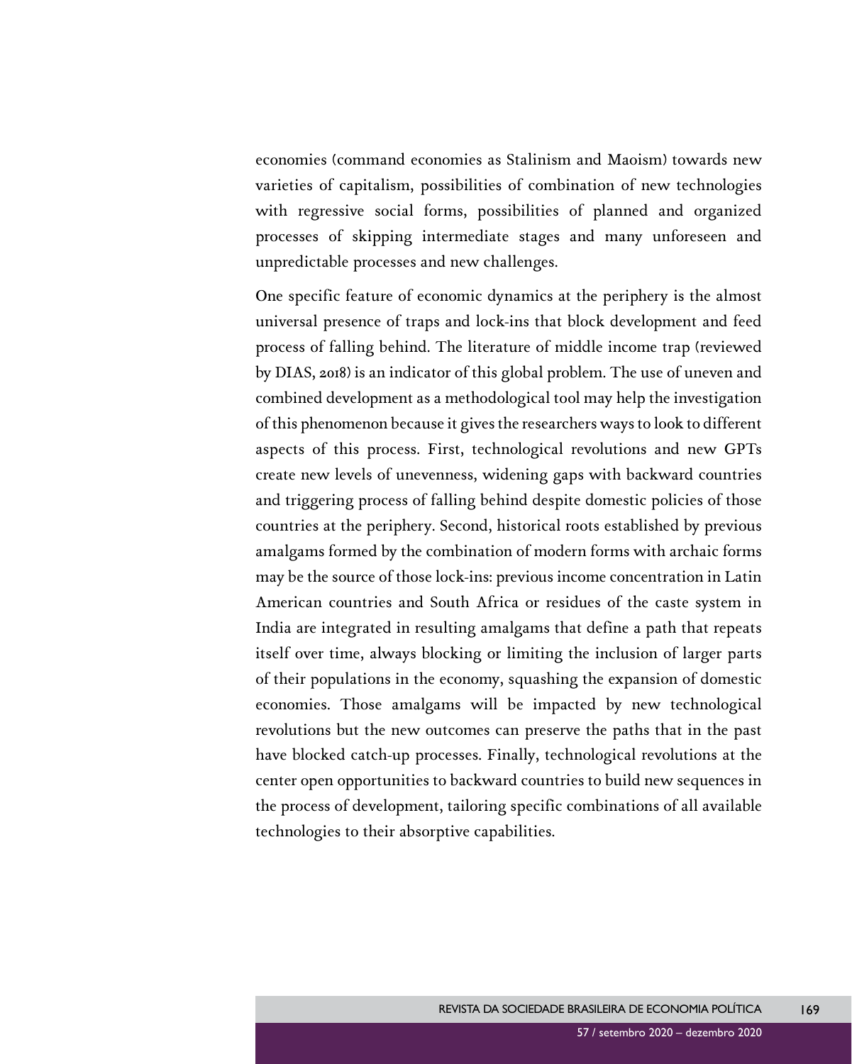economies (command economies as Stalinism and Maoism) towards new varieties of capitalism, possibilities of combination of new technologies with regressive social forms, possibilities of planned and organized processes of skipping intermediate stages and many unforeseen and unpredictable processes and new challenges.

One specific feature of economic dynamics at the periphery is the almost universal presence of traps and lock-ins that block development and feed process of falling behind. The literature of middle income trap (reviewed by DIAS, 2018) is an indicator of this global problem. The use of uneven and combined development as a methodological tool may help the investigation of this phenomenon because it gives the researchers ways to look to different aspects of this process. First, technological revolutions and new GPTs create new levels of unevenness, widening gaps with backward countries and triggering process of falling behind despite domestic policies of those countries at the periphery. Second, historical roots established by previous amalgams formed by the combination of modern forms with archaic forms may be the source of those lock-ins: previous income concentration in Latin American countries and South Africa or residues of the caste system in India are integrated in resulting amalgams that define a path that repeats itself over time, always blocking or limiting the inclusion of larger parts of their populations in the economy, squashing the expansion of domestic economies. Those amalgams will be impacted by new technological revolutions but the new outcomes can preserve the paths that in the past have blocked catch-up processes. Finally, technological revolutions at the center open opportunities to backward countries to build new sequences in the process of development, tailoring specific combinations of all available technologies to their absorptive capabilities.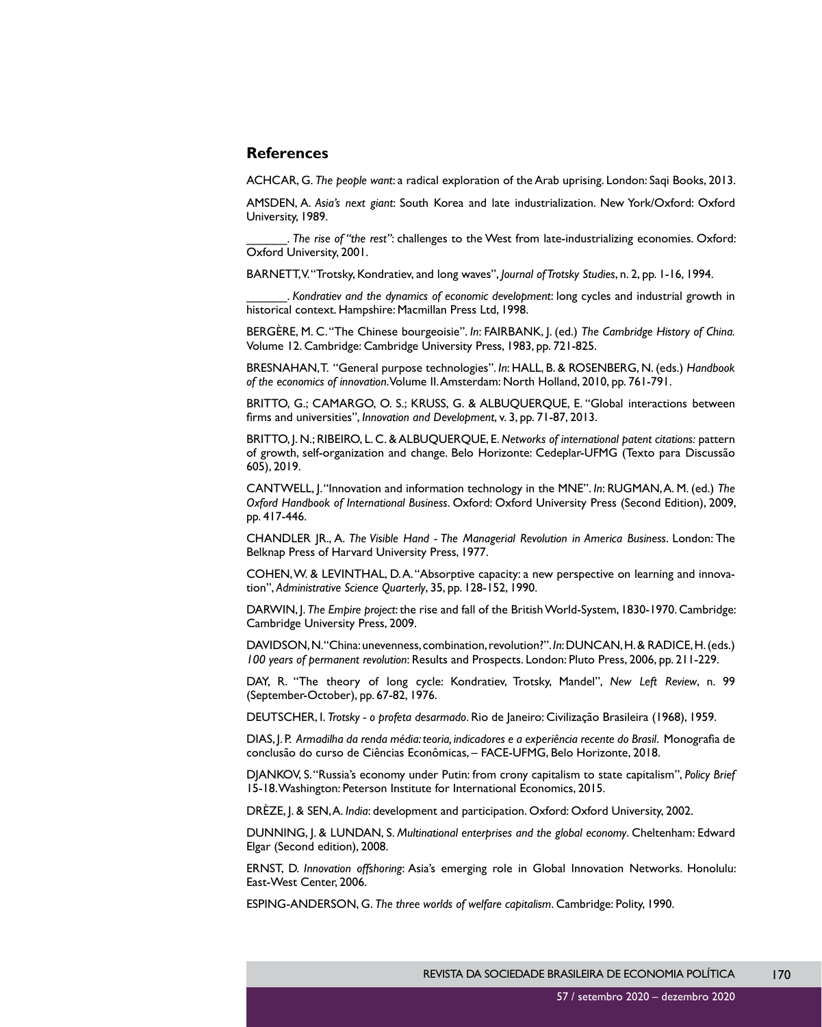## References

ACHCAR, G. *The people want*: a radical exploration of the Arab uprising. London: Saqi Books, 2013.

AMSDEN, A. *Asia's next giant*: South Korea and late industrialization. New York/Oxford: Oxford University, 1989.

\_\_\_\_\_\_. *The rise of "the rest"*: challenges to the West from late-industrializing economies. Oxford: Oxford University, 2001.

BARNETT, V. "Trotsky, Kondratiev, and long waves", *Journal of Trotsky Studies*, n. 2, pp. 1-16, 1994.

\_\_\_\_\_\_. *Kondratiev and the dynamics of economic development*: long cycles and industrial growth in historical context. Hampshire: Macmillan Press Ltd, 1998.

BERGÈRE, M. C. "The Chinese bourgeoisie". *In*: FAIRBANK, J. (ed.) *The Cambridge History of China.* Volume 12. Cambridge: Cambridge University Press, 1983, pp. 721-825.

BRESNAHAN, T. "General purpose technologies". *In*: HALL, B. & ROSENBERG, N. (eds.) *Handbook of the economics of innovation*. Volume II. Amsterdam: North Holland, 2010, pp. 761-791.

BRITTO, G.; CAMARGO, O. S.; KRUSS, G. & ALBUQUERQUE, E. "Global interactions between firms and universities", *Innovation and Development*, v. 3, pp. 71-87, 2013.

BRITTO, J. N.; RIBEIRO, L. C. & ALBUQUERQUE, E. *Networks of international patent citations:* pattern of growth, self-organization and change. Belo Horizonte: Cedeplar-UFMG (Texto para Discussão 605), 2019.

CANTWELL, J. "Innovation and information technology in the MNE". *In*: RUGMAN, A. M. (ed.) *The Oxford Handbook of International Business*. Oxford: Oxford University Press (Second Edition), 2009, pp. 417-446.

CHANDLER JR., A. *The Visible Hand - The Managerial Revolution in America Business*. London: The Belknap Press of Harvard University Press, 1977.

COHEN, W. & LEVINTHAL, D. A. "Absorptive capacity: a new perspective on learning and innovation", *Administrative Science Quarterly*, 35, pp. 128-152, 1990.

DARWIN, J. *The Empire project*: the rise and fall of the British World-System, 1830-1970. Cambridge: Cambridge University Press, 2009.

DAVIDSON, N. "China: unevenness, combination, revolution?". *In*: DUNCAN, H. & RADICE, H. (eds.) *100 years of permanent revolution*: Results and Prospects. London: Pluto Press, 2006, pp. 211-229.

DAY, R. "The theory of long cycle: Kondratiev, Trotsky, Mandel", *New Left Review*, n. 99 (September-October), pp. 67-82, 1976.

DEUTSCHER, I. *Trotsky - o profeta desarmado*. Rio de Janeiro: Civilização Brasileira (1968), 1959.

DIAS, J. P. *Armadilha da renda média: teoria, indicadores e a experiência recente do Brasil*. Monografia de conclusão do curso de Ciências Econômicas, – FACE-UFMG, Belo Horizonte, 2018.

DJANKOV, S. "Russia's economy under Putin: from crony capitalism to state capitalism", *Policy Brief* 15-18. Washington: Peterson Institute for International Economics, 2015.

DRÈZE, J. & SEN, A. *India*: development and participation. Oxford: Oxford University, 2002.

DUNNING, J. & LUNDAN, S. *Multinational enterprises and the global economy*. Cheltenham: Edward Elgar (Second edition), 2008.

ERNST, D. *Innovation offshoring*: Asia's emerging role in Global Innovation Networks. Honolulu: East-West Center, 2006.

ESPING-ANDERSON, G. *The three worlds of welfare capitalism*. Cambridge: Polity, 1990.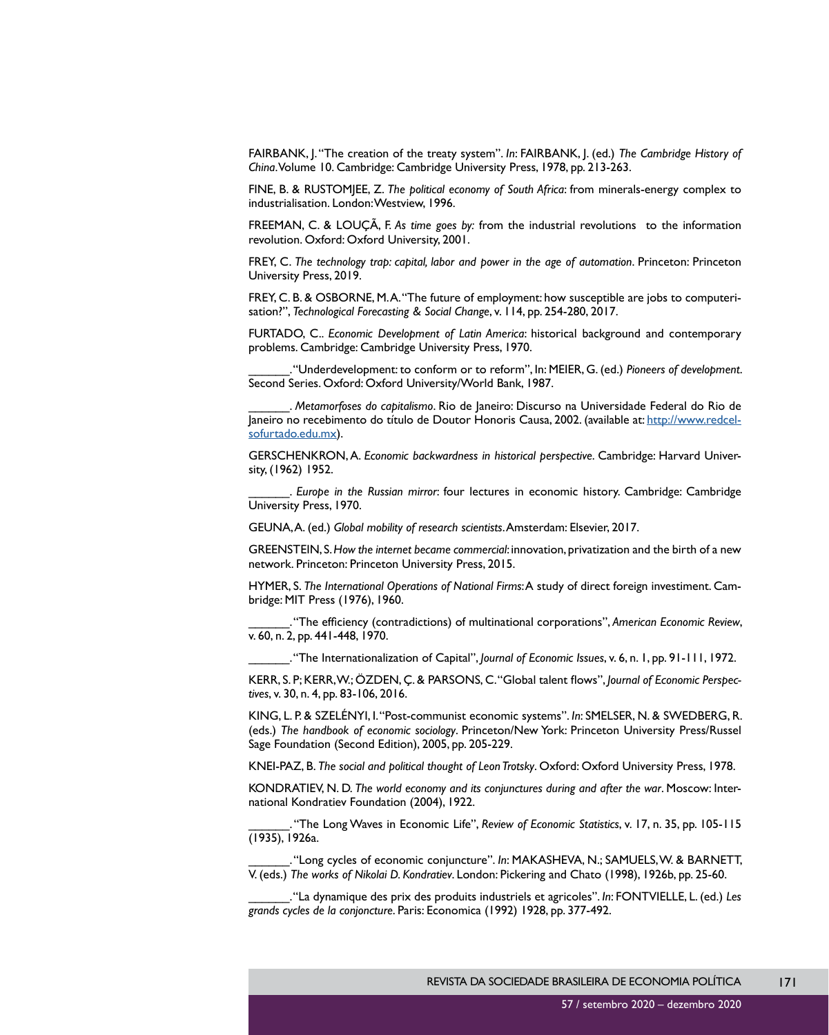FAIRBANK, J. "The creation of the treaty system". *In*: FAIRBANK, J. (ed.) *The Cambridge History of China*. Volume 10. Cambridge: Cambridge University Press, 1978, pp. 213-263.

FINE, B. & RUSTOMJEE, Z. *The political economy of South Africa*: from minerals-energy complex to industrialisation. London: Westview, 1996.

FREEMAN, C. & LOUÇÃ, F. *As time goes by:* from the industrial revolutions to the information revolution. Oxford: Oxford University, 2001.

FREY, C. *The technology trap: capital, labor and power in the age of automation*. Princeton: Princeton University Press, 2019.

FREY, C. B. & OSBORNE, M. A. "The future of employment: how susceptible are jobs to computerisation?", *Technological Forecasting & Social Change*, v. 114, pp. 254-280, 2017.

FURTADO, C.. *Economic Development of Latin America*: historical background and contemporary problems. Cambridge: Cambridge University Press, 1970.

_______. "Underdevelopment: to conform or to reform", In: MEIER, G. (ed.) *Pioneers of development*. Second Series. Oxford: Oxford University/World Bank, 1987.

_______. *Metamorfoses do capitalismo*. Rio de Janeiro: Discurso na Universidade Federal do Rio de Janeiro no recebimento do título de Doutor Honoris Causa, 2002. (available at: http://www.redcelsofurtado.edu.mx).

GERSCHENKRON, A. *Economic backwardness in historical perspective*. Cambridge: Harvard University, (1962) 1952.

_______. *Europe in the Russian mirror*: four lectures in economic history. Cambridge: Cambridge University Press, 1970.

GEUNA, A. (ed.) *Global mobility of research scientists*. Amsterdam: Elsevier, 2017.

GREENSTEIN, S. *How the internet became commercial*: innovation, privatization and the birth of a new network. Princeton: Princeton University Press, 2015.

HYMER, S. *The International Operations of National Firms*: A study of direct foreign investiment. Cambridge: MIT Press (1976), 1960.

_______. "The efficiency (contradictions) of multinational corporations", *American Economic Review*, v. 60, n. 2, pp. 441-448, 1970.

_______. "The Internationalization of Capital", *Journal of Economic Issues*, v. 6, n. 1, pp. 91-111, 1972.

KERR, S. P; KERR, W.; ÖZDEN, Ç. & PARSONS, C. "Global talent flows", *Journal of Economic Perspectives*, v. 30, n. 4, pp. 83-106, 2016.

KING, L. P. & SZELÉNYI, I. "Post-communist economic systems". *In*: SMELSER, N. & SWEDBERG, R. (eds.) *The handbook of economic sociology*. Princeton/New York: Princeton University Press/Russel Sage Foundation (Second Edition), 2005, pp. 205-229.

KNEI-PAZ, B. *The social and political thought of Leon Trotsky*. Oxford: Oxford University Press, 1978.

KONDRATIEV, N. D. *The world economy and its conjunctures during and after the war*. Moscow: International Kondratiev Foundation (2004), 1922.

_______. "The Long Waves in Economic Life", *Review of Economic Statistics*, v. 17, n. 35, pp. 105-115 (1935), 1926a.

_______. "Long cycles of economic conjuncture". *In*: MAKASHEVA, N.; SAMUELS, W. & BARNETT, V. (eds.) *The works of Nikolai D. Kondratiev*. London: Pickering and Chato (1998), 1926b, pp. 25-60.

_______. "La dynamique des prix des produits industriels et agricoles". *In*: FONTVIELLE, L. (ed.) *Les grands cycles de la conjoncture*. Paris: Economica (1992) 1928, pp. 377-492.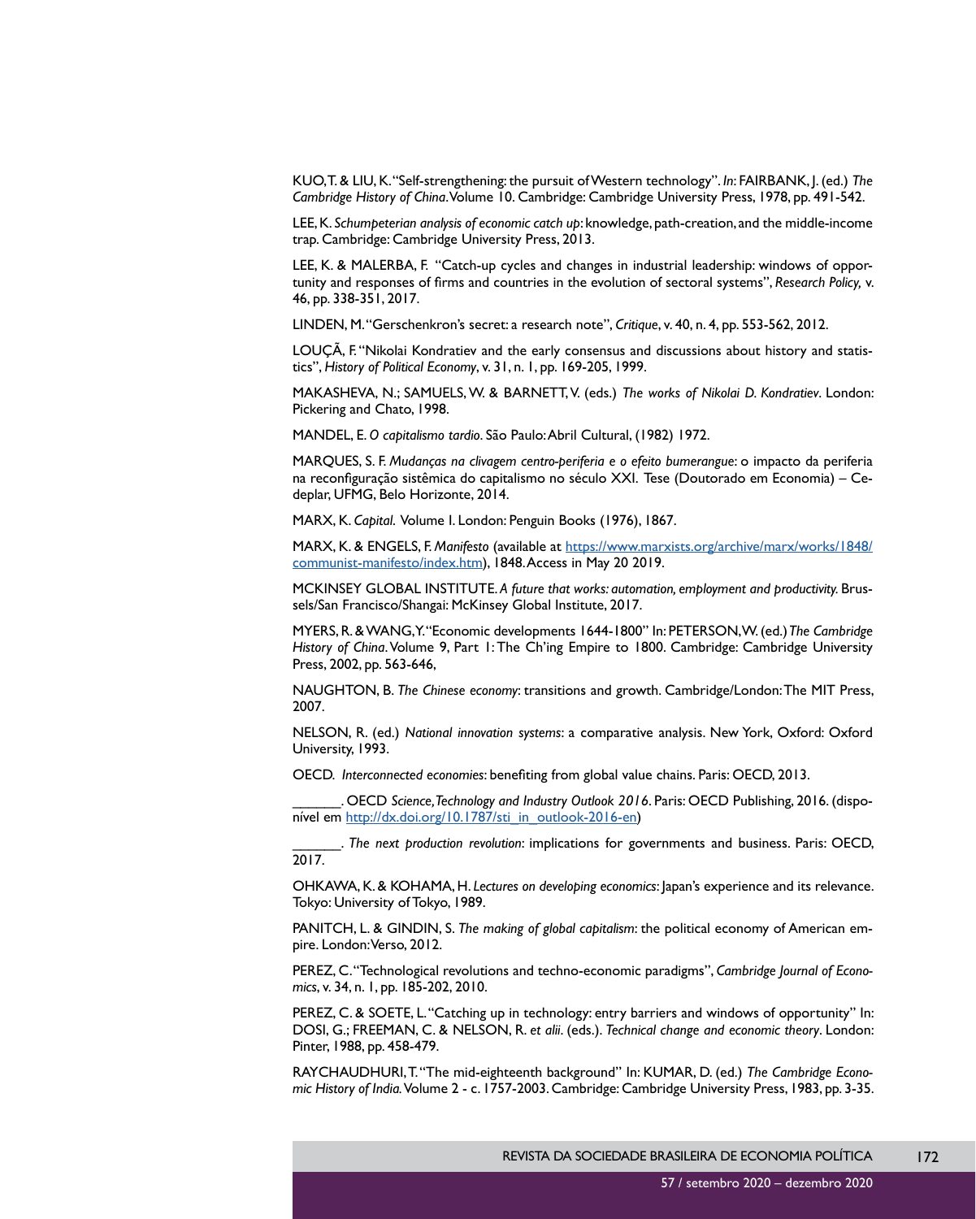KUO, T. & LIU, K. "Self-strengthening: the pursuit of Western technology". *In*: FAIRBANK, J. (ed.) *The Cambridge History of China*. Volume 10. Cambridge: Cambridge University Press, 1978, pp. 491-542.

LEE, K. *Schumpeterian analysis of economic catch up*: knowledge, path-creation, and the middle-income trap. Cambridge: Cambridge University Press, 2013.

LEE, K. & MALERBA, F. "Catch-up cycles and changes in industrial leadership: windows of opportunity and responses of firms and countries in the evolution of sectoral systems", *Research Policy,* v. 46, pp. 338-351, 2017.

LINDEN, M. "Gerschenkron's secret: a research note", *Critique*, v. 40, n. 4, pp. 553-562, 2012.

LOUÇÃ, F. "Nikolai Kondratiev and the early consensus and discussions about history and statistics", *History of Political Economy*, v. 31, n. 1, pp. 169-205, 1999.

MAKASHEVA, N.; SAMUELS, W. & BARNETT, V. (eds.) *The works of Nikolai D. Kondratiev*. London: Pickering and Chato, 1998.

MANDEL, E. *O capitalismo tardio*. São Paulo: Abril Cultural, (1982) 1972.

MARQUES, S. F. *Mudanças na clivagem centro-periferia e o efeito bumerangue*: o impacto da periferia na reconfiguração sistêmica do capitalismo no século XXI. Tese (Doutorado em Economia) – Cedeplar, UFMG, Belo Horizonte, 2014.

MARX, K. *Capital.* Volume I. London: Penguin Books (1976), 1867.

MARX, K. & ENGELS, F. *Manifesto* (available at https://www.marxists.org/archive/marx/works/1848/communist-manifesto/index.htm), 1848. Access in May 20 2019.

MCKINSEY GLOBAL INSTITUTE. *A future that works: automation, employment and productivity.* Brussels/San Francisco/Shangai: McKinsey Global Institute, 2017.

MYERS, R. & WANG, Y. "Economic developments 1644-1800" In: PETERSON, W. (ed.) *The Cambridge History of China*. Volume 9, Part 1: The Ch'ing Empire to 1800. Cambridge: Cambridge University Press, 2002, pp. 563-646,

NAUGHTON, B. *The Chinese economy*: transitions and growth. Cambridge/London: The MIT Press, 2007.

NELSON, R. (ed.) *National innovation systems*: a comparative analysis. New York, Oxford: Oxford University, 1993.

OECD. *Interconnected economies*: benefiting from global value chains. Paris: OECD, 2013.

_______. OECD *Science, Technology and Industry Outlook 2016*. Paris: OECD Publishing, 2016. (disponível em http://dx.doi.org/10.1787/sti_in_outlook-2016-en)

_______. *The next production revolution*: implications for governments and business. Paris: OECD, 2017.

OHKAWA, K. & KOHAMA, H. *Lectures on developing economics*: Japan's experience and its relevance. Tokyo: University of Tokyo, 1989.

PANITCH, L. & GINDIN, S. *The making of global capitalism*: the political economy of American empire. London: Verso, 2012.

PEREZ, C. "Technological revolutions and techno-economic paradigms", *Cambridge Journal of Economics*, v. 34, n. 1, pp. 185-202, 2010.

PEREZ, C. & SOETE, L. "Catching up in technology: entry barriers and windows of opportunity" In: DOSI, G.; FREEMAN, C. & NELSON, R. *et alii*. (eds.). *Technical change and economic theory*. London: Pinter, 1988, pp. 458-479.

RAYCHAUDHURI, T. "The mid-eighteenth background" In: KUMAR, D. (ed.) *The Cambridge Economic History of India.* Volume 2 - c. 1757-2003. Cambridge: Cambridge University Press, 1983, pp. 3-35.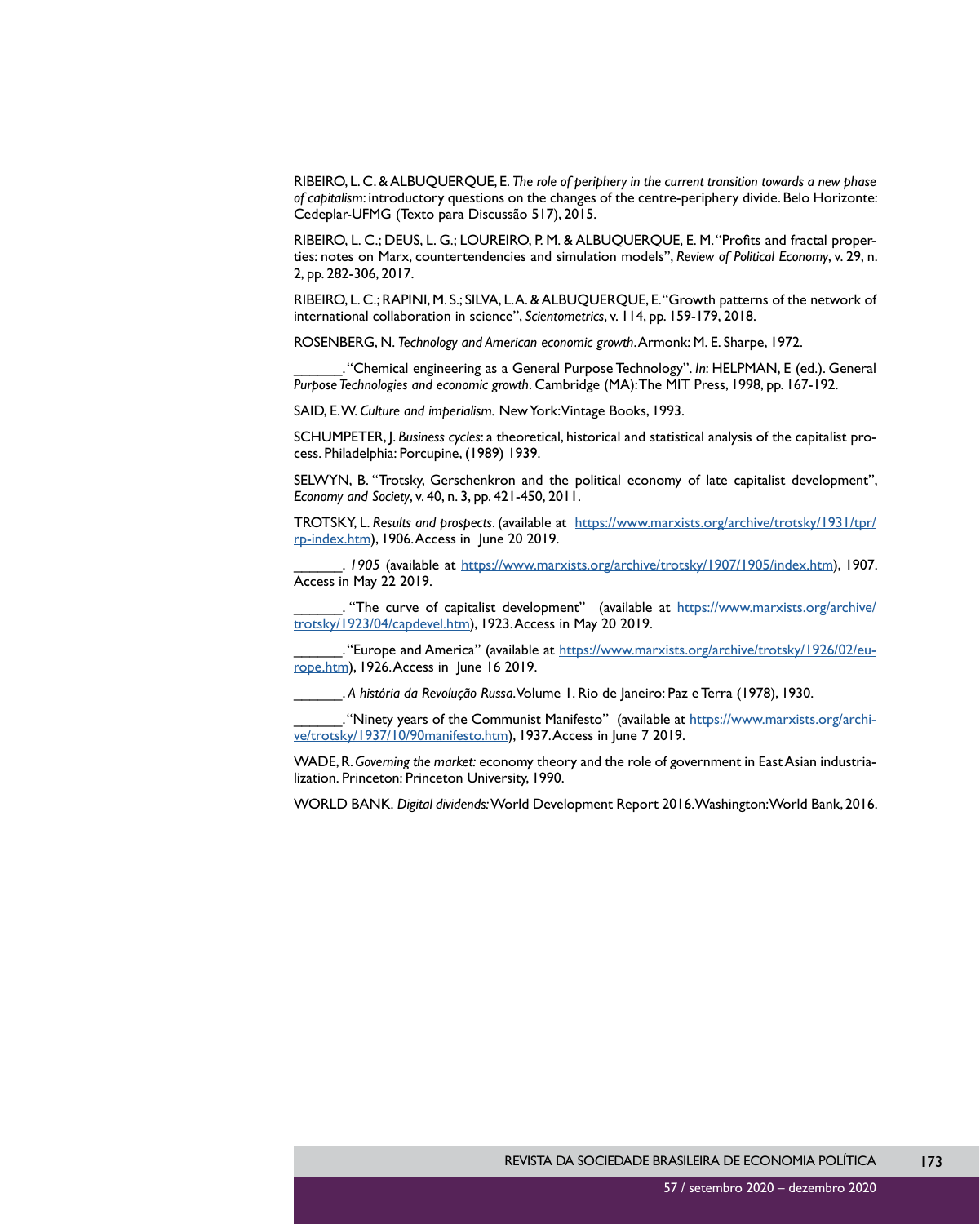RIBEIRO, L. C. & ALBUQUERQUE, E. *The role of periphery in the current transition towards a new phase of capitalism*: introductory questions on the changes of the centre-periphery divide. Belo Horizonte: Cedeplar-UFMG (Texto para Discussão 517), 2015.

RIBEIRO, L. C.; DEUS, L. G.; LOUREIRO, P. M. & ALBUQUERQUE, E. M. "Profits and fractal properties: notes on Marx, countertendencies and simulation models", *Review of Political Economy*, v. 29, n. 2, pp. 282-306, 2017.

RIBEIRO, L. C.; RAPINI, M. S.; SILVA, L. A. & ALBUQUERQUE, E. "Growth patterns of the network of international collaboration in science", *Scientometrics*, v. 114, pp. 159-179, 2018.

ROSENBERG, N. *Technology and American economic growth*. Armonk: M. E. Sharpe, 1972.

______. "Chemical engineering as a General Purpose Technology". *In*: HELPMAN, E (ed.). General *Purpose Technologies and economic growth*. Cambridge (MA): The MIT Press, 1998, pp. 167-192.

SAID, E. W. *Culture and imperialism.* New York: Vintage Books, 1993.

SCHUMPETER, J. *Business cycles*: a theoretical, historical and statistical analysis of the capitalist process. Philadelphia: Porcupine, (1989) 1939.

SELWYN, B. "Trotsky, Gerschenkron and the political economy of late capitalist development", *Economy and Society*, v. 40, n. 3, pp. 421-450, 2011.

TROTSKY, L. *Results and prospects*. (available at https://www.marxists.org/archive/trotsky/1931/tpr/rp-index.htm), 1906. Access in June 20 2019.

______. *1905* (available at https://www.marxists.org/archive/trotsky/1907/1905/index.htm), 1907. Access in May 22 2019.

______. "The curve of capitalist development" (available at https://www.marxists.org/archive/trotsky/1923/04/capdevel.htm), 1923. Access in May 20 2019.

______. "Europe and America" (available at https://www.marxists.org/archive/trotsky/1926/02/europe.htm), 1926. Access in June 16 2019.

______. *A história da Revolução Russa.* Volume 1. Rio de Janeiro: Paz e Terra (1978), 1930.

______. "Ninety years of the Communist Manifesto" (available at https://www.marxists.org/archive/trotsky/1937/10/90manifesto.htm), 1937. Access in June 7 2019.

WADE, R. *Governing the market:* economy theory and the role of government in East Asian industrialization. Princeton: Princeton University, 1990.

WORLD BANK. *Digital dividends:* World Development Report 2016. Washington: World Bank, 2016.